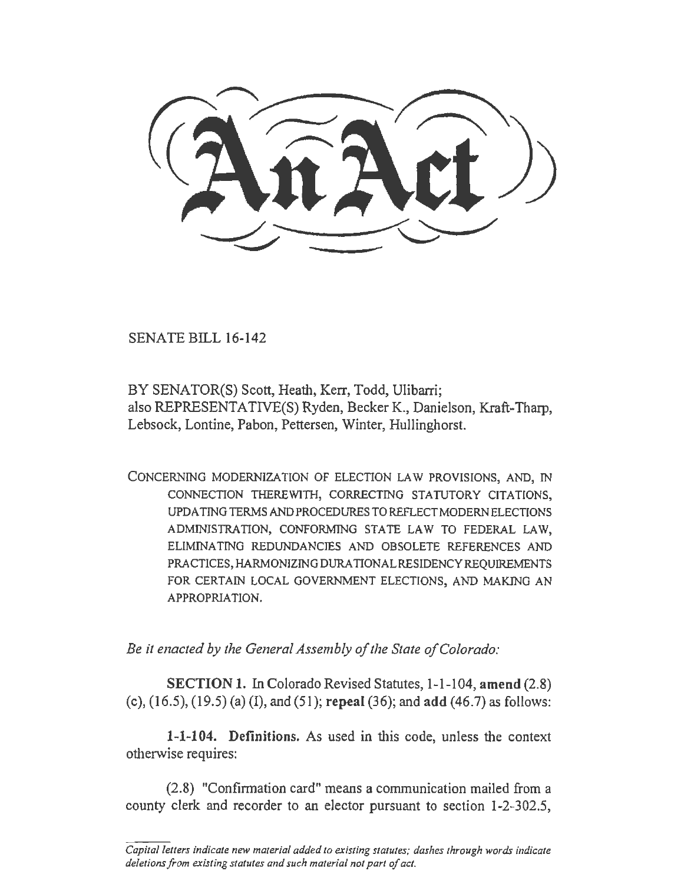# An Act

SENATE BILL 16-142

BY SENATOR(S) Scott, Heath, Kerr, Todd, Ulibarri;
also REPRESENTATIVE(S) Ryden, Becker K., Danielson, Kraft-Tharp, Lebsock, Lontine, Pabon, Pettersen, Winter, Hullinghorst.

CONCERNING MODERNIZATION OF ELECTION LAW PROVISIONS, AND, IN CONNECTION THEREWITH, CORRECTING STATUTORY CITATIONS, UPDATING TERMS AND PROCEDURES TO REFLECT MODERN ELECTIONS ADMINISTRATION, CONFORMING STATE LAW TO FEDERAL LAW, ELIMINATING REDUNDANCIES AND OBSOLETE REFERENCES AND PRACTICES, HARMONIZING DURATIONAL RESIDENCY REQUIREMENTS FOR CERTAIN LOCAL GOVERNMENT ELECTIONS, AND MAKING AN APPROPRIATION.

*Be it enacted by the General Assembly of the State of Colorado:*

**SECTION 1.** In Colorado Revised Statutes, 1-1-104, **amend** (2.8) (c), (16.5), (19.5) (a) (I), and (51); **repeal** (36); and **add** (46.7) as follows:

**1-1-104. Definitions.** As used in this code, unless the context otherwise requires:

(2.8) "Confirmation card" means a communication mailed from a county clerk and recorder to an elector pursuant to section 1-2-302.5,

*Capital letters indicate new material added to existing statutes; dashes through words indicate deletions from existing statutes and such material not part of act.*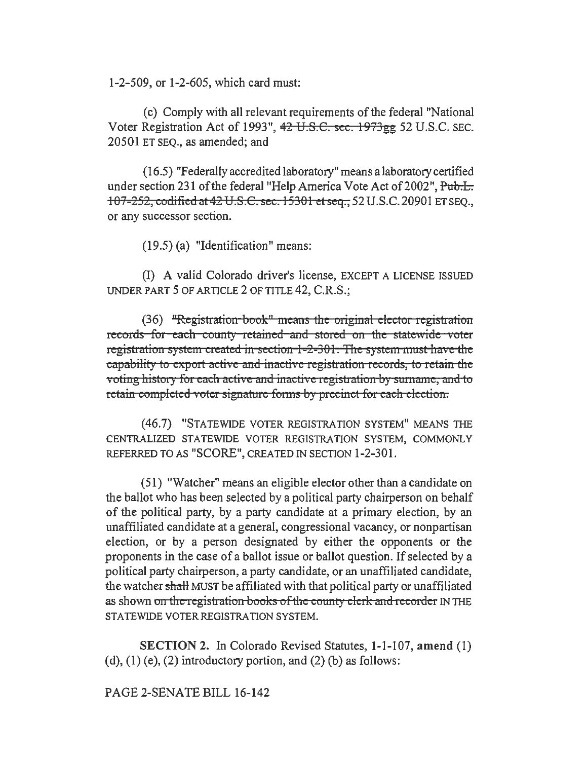1-2-509, or 1-2-605, which card must:

(c) Comply with all relevant requirements of the federal "National Voter Registration Act of 1993", ~~42 U.S.C. sec. 1973gg~~ 52 U.S.C. SEC. 20501 ET SEQ., as amended; and

(16.5) "Federally accredited laboratory" means a laboratory certified under section 231 of the federal "Help America Vote Act of 2002", ~~Pub.L. 107-252, codified at 42 U.S.C. sec. 15301 et seq.,~~ 52 U.S.C. 20901 ET SEQ., or any successor section.

(19.5) (a) "Identification" means:

(I) A valid Colorado driver's license, EXCEPT A LICENSE ISSUED UNDER PART 5 OF ARTICLE 2 OF TITLE 42, C.R.S.;

(36) ~~"Registration book" means the original elector registration records for each county retained and stored on the statewide voter registration system created in section 1-2-301. The system must have the capability to export active and inactive registration records, to retain the voting history for each active and inactive registration by surname, and to retain completed voter signature forms by precinct for each election.~~

(46.7) "STATEWIDE VOTER REGISTRATION SYSTEM" MEANS THE CENTRALIZED STATEWIDE VOTER REGISTRATION SYSTEM, COMMONLY REFERRED TO AS "SCORE", CREATED IN SECTION 1-2-301.

(51) "Watcher" means an eligible elector other than a candidate on the ballot who has been selected by a political party chairperson on behalf of the political party, by a party candidate at a primary election, by an unaffiliated candidate at a general, congressional vacancy, or nonpartisan election, or by a person designated by either the opponents or the proponents in the case of a ballot issue or ballot question. If selected by a political party chairperson, a party candidate, or an unaffiliated candidate, the watcher ~~shall~~ MUST be affiliated with that political party or unaffiliated as shown ~~on the registration books of the county clerk and recorder~~ IN THE STATEWIDE VOTER REGISTRATION SYSTEM.

**SECTION 2.** In Colorado Revised Statutes, 1-1-107, **amend** (1) (d), (1) (e), (2) introductory portion, and (2) (b) as follows: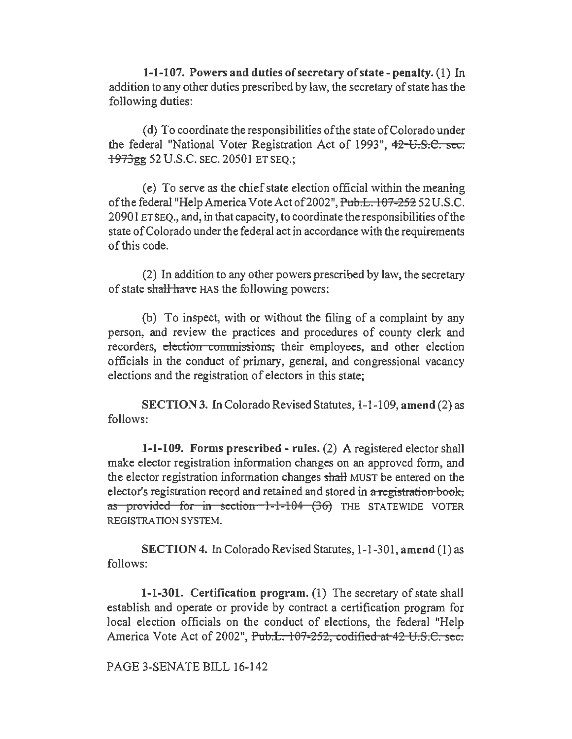**1-1-107. Powers and duties of secretary of state - penalty.** (1) In addition to any other duties prescribed by law, the secretary of state has the following duties:

(d) To coordinate the responsibilities of the state of Colorado under the federal "National Voter Registration Act of 1993", ~~42 U.S.C. sec. 1973gg~~ 52 U.S.C. SEC. 20501 ET SEQ.;

(e) To serve as the chief state election official within the meaning of the federal "Help America Vote Act of 2002", ~~Pub.L. 107-252~~ 52 U.S.C. 20901 ET SEQ., and, in that capacity, to coordinate the responsibilities of the state of Colorado under the federal act in accordance with the requirements of this code.

(2) In addition to any other powers prescribed by law, the secretary of state ~~shall have~~ HAS the following powers:

(b) To inspect, with or without the filing of a complaint by any person, and review the practices and procedures of county clerk and recorders, ~~election commissions,~~ their employees, and other election officials in the conduct of primary, general, and congressional vacancy elections and the registration of electors in this state;

**SECTION 3.** In Colorado Revised Statutes, 1-1-109, **amend** (2) as follows:

**1-1-109. Forms prescribed - rules.** (2) A registered elector shall make elector registration information changes on an approved form, and the elector registration information changes ~~shall~~ MUST be entered on the elector's registration record and retained and stored in ~~a registration book, as provided for in section 1-1-104 (36)~~ THE STATEWIDE VOTER REGISTRATION SYSTEM.

**SECTION 4.** In Colorado Revised Statutes, 1-1-301, **amend** (1) as follows:

**1-1-301. Certification program.** (1) The secretary of state shall establish and operate or provide by contract a certification program for local election officials on the conduct of elections, the federal "Help America Vote Act of 2002", ~~Pub.L. 107-252, codified at 42 U.S.C. sec.~~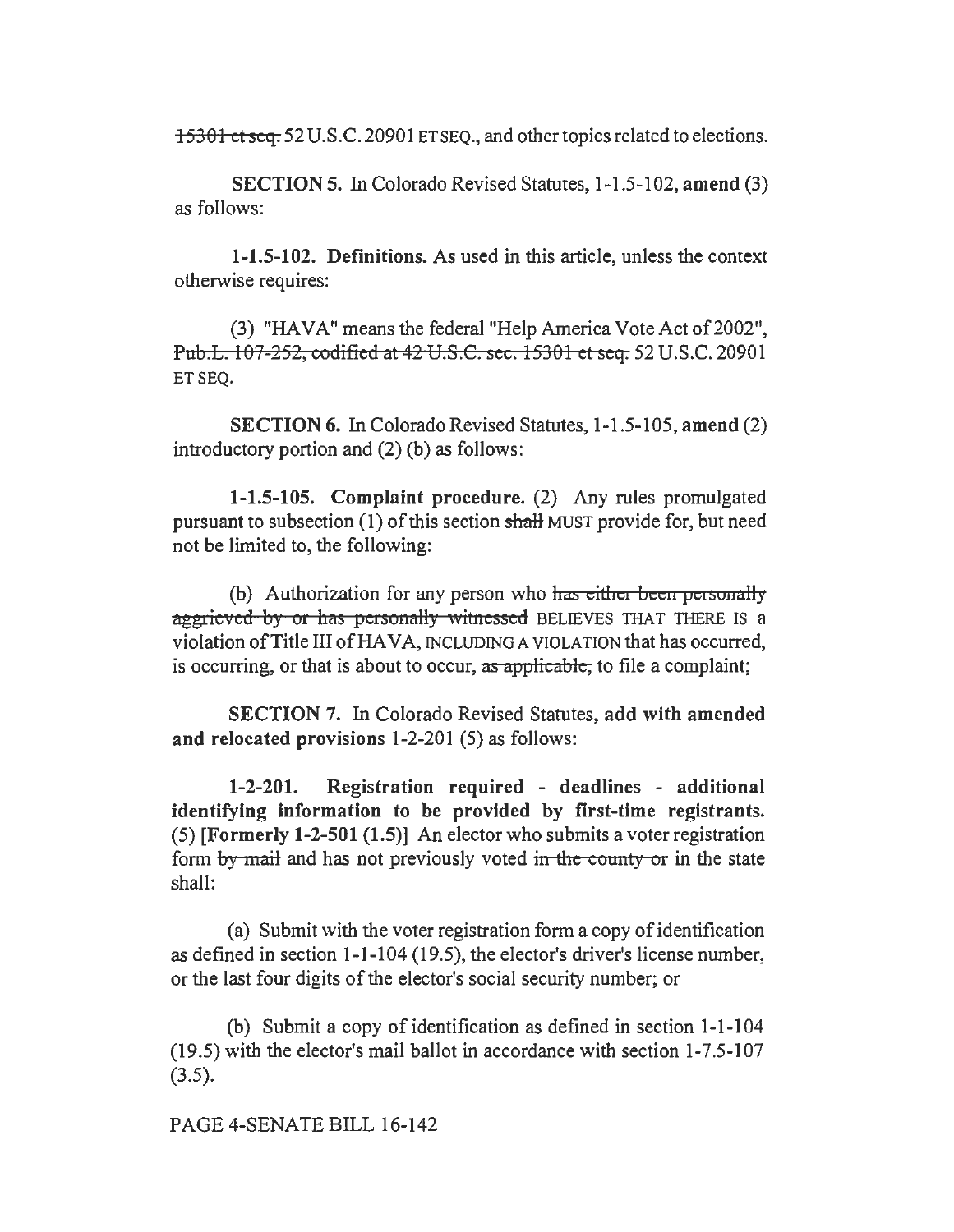~~15301 et seq.~~ 52 U.S.C. 20901 ET SEQ., and other topics related to elections.

**SECTION 5.** In Colorado Revised Statutes, 1-1.5-102, **amend** (3) as follows:

**1-1.5-102. Definitions.** As used in this article, unless the context otherwise requires:

(3) "HAVA" means the federal "Help America Vote Act of 2002", ~~Pub.L. 107-252, codified at 42 U.S.C. sec. 15301 et seq.~~ 52 U.S.C. 20901 ET SEQ.

**SECTION 6.** In Colorado Revised Statutes, 1-1.5-105, **amend** (2) introductory portion and (2) (b) as follows:

**1-1.5-105. Complaint procedure.** (2) Any rules promulgated pursuant to subsection (1) of this section ~~shall~~ MUST provide for, but need not be limited to, the following:

(b) Authorization for any person who ~~has either been personally aggrieved by or has personally witnessed~~ BELIEVES THAT THERE IS a violation of Title III of HAVA, INCLUDING A VIOLATION that has occurred, is occurring, or that is about to occur, ~~as applicable,~~ to file a complaint;

**SECTION 7.** In Colorado Revised Statutes, **add with amended and relocated provisions** 1-2-201 (5) as follows:

**1-2-201. Registration required - deadlines - additional identifying information to be provided by first-time registrants.** (5) **[Formerly 1-2-501 (1.5)]** An elector who submits a voter registration form ~~by mail~~ and has not previously voted ~~in the county or~~ in the state shall:

(a) Submit with the voter registration form a copy of identification as defined in section 1-1-104 (19.5), the elector's driver's license number, or the last four digits of the elector's social security number; or

(b) Submit a copy of identification as defined in section 1-1-104 (19.5) with the elector's mail ballot in accordance with section 1-7.5-107 (3.5).

PAGE 4-SENATE BILL 16-142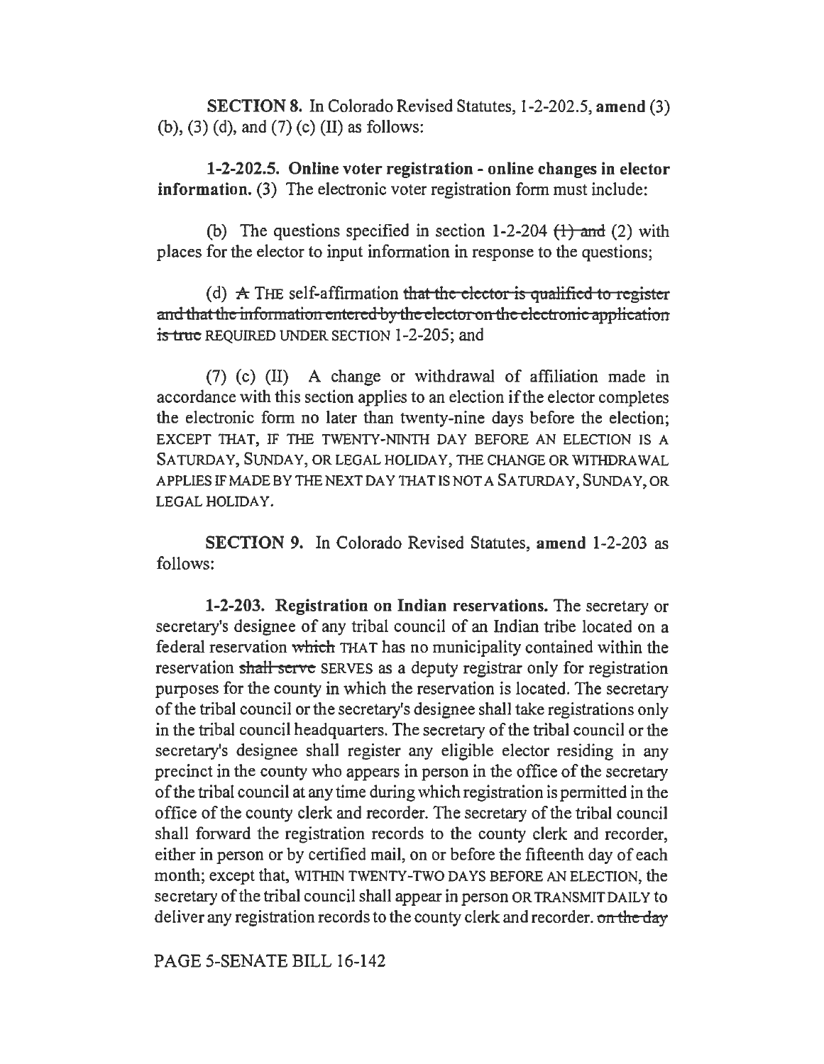**SECTION 8.** In Colorado Revised Statutes, 1-2-202.5, **amend** (3) (b), (3) (d), and (7) (c) (II) as follows:

**1-2-202.5. Online voter registration - online changes in elector information.** (3) The electronic voter registration form must include:

(b) The questions specified in section 1-2-204 ~~(1) and~~ (2) with places for the elector to input information in response to the questions;

(d) ~~A~~ THE self-affirmation ~~that the elector is qualified to register and that the information entered by the elector on the electronic application is true~~ REQUIRED UNDER SECTION 1-2-205; and

(7) (c) (II) A change or withdrawal of affiliation made in accordance with this section applies to an election if the elector completes the electronic form no later than twenty-nine days before the election; EXCEPT THAT, IF THE TWENTY-NINTH DAY BEFORE AN ELECTION IS A SATURDAY, SUNDAY, OR LEGAL HOLIDAY, THE CHANGE OR WITHDRAWAL APPLIES IF MADE BY THE NEXT DAY THAT IS NOT A SATURDAY, SUNDAY, OR LEGAL HOLIDAY.

**SECTION 9.** In Colorado Revised Statutes, **amend** 1-2-203 as follows:

**1-2-203. Registration on Indian reservations.** The secretary or secretary's designee of any tribal council of an Indian tribe located on a federal reservation ~~which~~ THAT has no municipality contained within the reservation ~~shall serve~~ SERVES as a deputy registrar only for registration purposes for the county in which the reservation is located. The secretary of the tribal council or the secretary's designee shall take registrations only in the tribal council headquarters. The secretary of the tribal council or the secretary's designee shall register any eligible elector residing in any precinct in the county who appears in person in the office of the secretary of the tribal council at any time during which registration is permitted in the office of the county clerk and recorder. The secretary of the tribal council shall forward the registration records to the county clerk and recorder, either in person or by certified mail, on or before the fifteenth day of each month; except that, WITHIN TWENTY-TWO DAYS BEFORE AN ELECTION, the secretary of the tribal council shall appear in person OR TRANSMIT DAILY to deliver any registration records to the county clerk and recorder. ~~on the day~~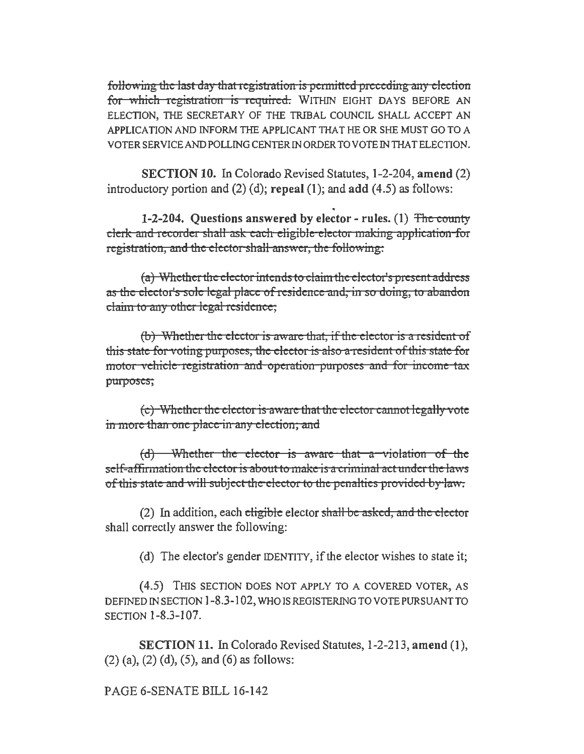~~following the last day that registration is permitted preceding any election for which registration is required.~~ WITHIN EIGHT DAYS BEFORE AN ELECTION, THE SECRETARY OF THE TRIBAL COUNCIL SHALL ACCEPT AN APPLICATION AND INFORM THE APPLICANT THAT HE OR SHE MUST GO TO A VOTER SERVICE AND POLLING CENTER IN ORDER TO VOTE IN THAT ELECTION.

**SECTION 10.** In Colorado Revised Statutes, 1-2-204, **amend** (2) introductory portion and (2) (d); **repeal** (1); and **add** (4.5) as follows:

**1-2-204. Questions answered by elector - rules.** (1) ~~The county clerk and recorder shall ask each eligible elector making application for registration, and the elector shall answer, the following:~~

~~(a) Whether the elector intends to claim the elector's present address as the elector's sole legal place of residence and, in so doing, to abandon claim to any other legal residence;~~

~~(b) Whether the elector is aware that, if the elector is a resident of this state for voting purposes, the elector is also a resident of this state for motor vehicle registration and operation purposes and for income tax purposes;~~

~~(c) Whether the elector is aware that the elector cannot legally vote in more than one place in any election; and~~

~~(d) Whether the elector is aware that a violation of the self-affirmation the elector is about to make is a criminal act under the laws of this state and will subject the elector to the penalties provided by law.~~

(2) In addition, each ~~eligible~~ elector ~~shall be asked, and the elector~~ shall correctly answer the following:

(d) The elector's gender IDENTITY, if the elector wishes to state it;

(4.5) THIS SECTION DOES NOT APPLY TO A COVERED VOTER, AS DEFINED IN SECTION 1-8.3-102, WHO IS REGISTERING TO VOTE PURSUANT TO SECTION 1-8.3-107.

**SECTION 11.** In Colorado Revised Statutes, 1-2-213, **amend** (1), (2) (a), (2) (d), (5), and (6) as follows: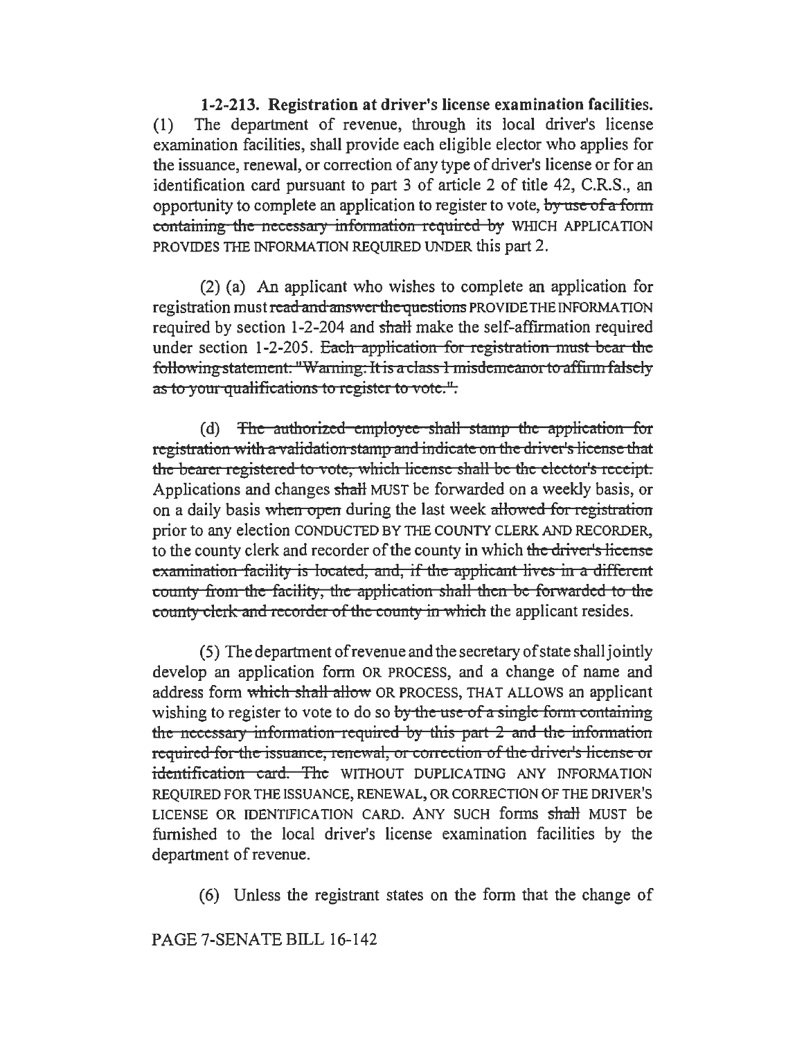**1-2-213. Registration at driver's license examination facilities.** (1) The department of revenue, through its local driver's license examination facilities, shall provide each eligible elector who applies for the issuance, renewal, or correction of any type of driver's license or for an identification card pursuant to part 3 of article 2 of title 42, C.R.S., an opportunity to complete an application to register to vote, ~~by use of a form containing the necessary information required by~~ WHICH APPLICATION PROVIDES THE INFORMATION REQUIRED UNDER this part 2.

(2) (a) An applicant who wishes to complete an application for registration must ~~read and answer the questions~~ PROVIDE THE INFORMATION required by section 1-2-204 and ~~shall~~ make the self-affirmation required under section 1-2-205. ~~Each application for registration must bear the following statement: "Warning: It is a class 1 misdemeanor to affirm falsely as to your qualifications to register to vote.".~~

(d) ~~The authorized employee shall stamp the application for registration with a validation stamp and indicate on the driver's license that the bearer registered to vote, which license shall be the elector's receipt.~~ Applications and changes ~~shall~~ MUST be forwarded on a weekly basis, or on a daily basis ~~when open~~ during the last week ~~allowed for registration~~ prior to any election CONDUCTED BY THE COUNTY CLERK AND RECORDER, to the county clerk and recorder of the county in which ~~the driver's license examination facility is located, and, if the applicant lives in a different county from the facility, the application shall then be forwarded to the county clerk and recorder of the county in which~~ the applicant resides.

(5) The department of revenue and the secretary of state shall jointly develop an application form OR PROCESS, and a change of name and address form ~~which shall allow~~ OR PROCESS, THAT ALLOWS an applicant wishing to register to vote to do so ~~by the use of a single form containing the necessary information required by this part 2 and the information required for the issuance, renewal, or correction of the driver's license or identification card. The~~ WITHOUT DUPLICATING ANY INFORMATION REQUIRED FOR THE ISSUANCE, RENEWAL, OR CORRECTION OF THE DRIVER'S LICENSE OR IDENTIFICATION CARD. ANY SUCH forms ~~shall~~ MUST be furnished to the local driver's license examination facilities by the department of revenue.

(6) Unless the registrant states on the form that the change of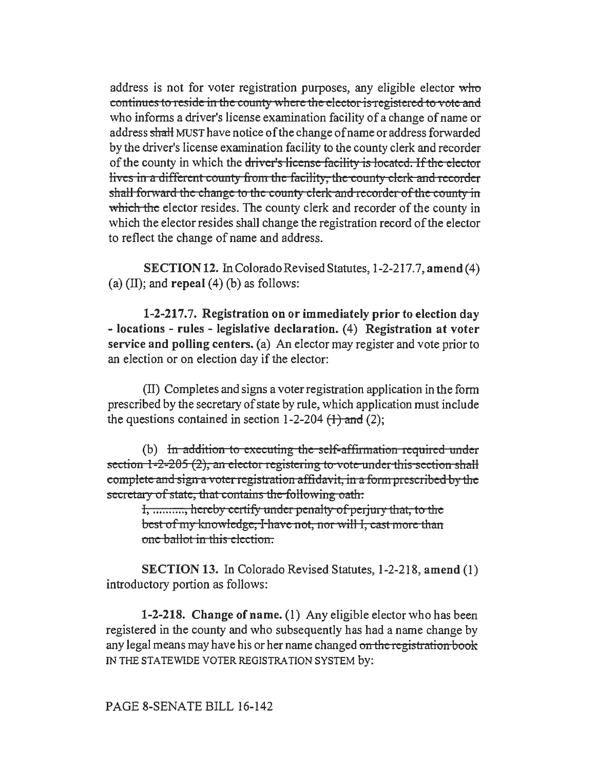address is not for voter registration purposes, any eligible elector ~~who continues to reside in the county where the elector is registered to vote and~~ who informs a driver's license examination facility of a change of name or address ~~shall~~ MUST have notice of the change of name or address forwarded by the driver's license examination facility to the county clerk and recorder of the county in which the ~~driver's license facility is located. If the elector lives in a different county from the facility, the county clerk and recorder shall forward the change to the county clerk and recorder of the county in which the~~ elector resides. The county clerk and recorder of the county in which the elector resides shall change the registration record of the elector to reflect the change of name and address.

**SECTION 12.** In Colorado Revised Statutes, 1-2-217.7, **amend** (4) (a) (II); and **repeal** (4) (b) as follows:

**1-2-217.7. Registration on or immediately prior to election day - locations - rules - legislative declaration.** (4) **Registration at voter service and polling centers.** (a) An elector may register and vote prior to an election or on election day if the elector:

(II) Completes and signs a voter registration application in the form prescribed by the secretary of state by rule, which application must include the questions contained in section 1-2-204 ~~(1) and~~ (2);

(b) ~~In addition to executing the self-affirmation required under section 1-2-205 (2), an elector registering to vote under this section shall complete and sign a voter registration affidavit, in a form prescribed by the secretary of state, that contains the following oath:~~

~~I, .........., hereby certify under penalty of perjury that, to the best of my knowledge, I have not, nor will I, cast more than one ballot in this election.~~

**SECTION 13.** In Colorado Revised Statutes, 1-2-218, **amend** (1) introductory portion as follows:

**1-2-218. Change of name.** (1) Any eligible elector who has been registered in the county and who subsequently has had a name change by any legal means may have his or her name changed ~~on the registration book~~ IN THE STATEWIDE VOTER REGISTRATION SYSTEM by:

PAGE 8-SENATE BILL 16-142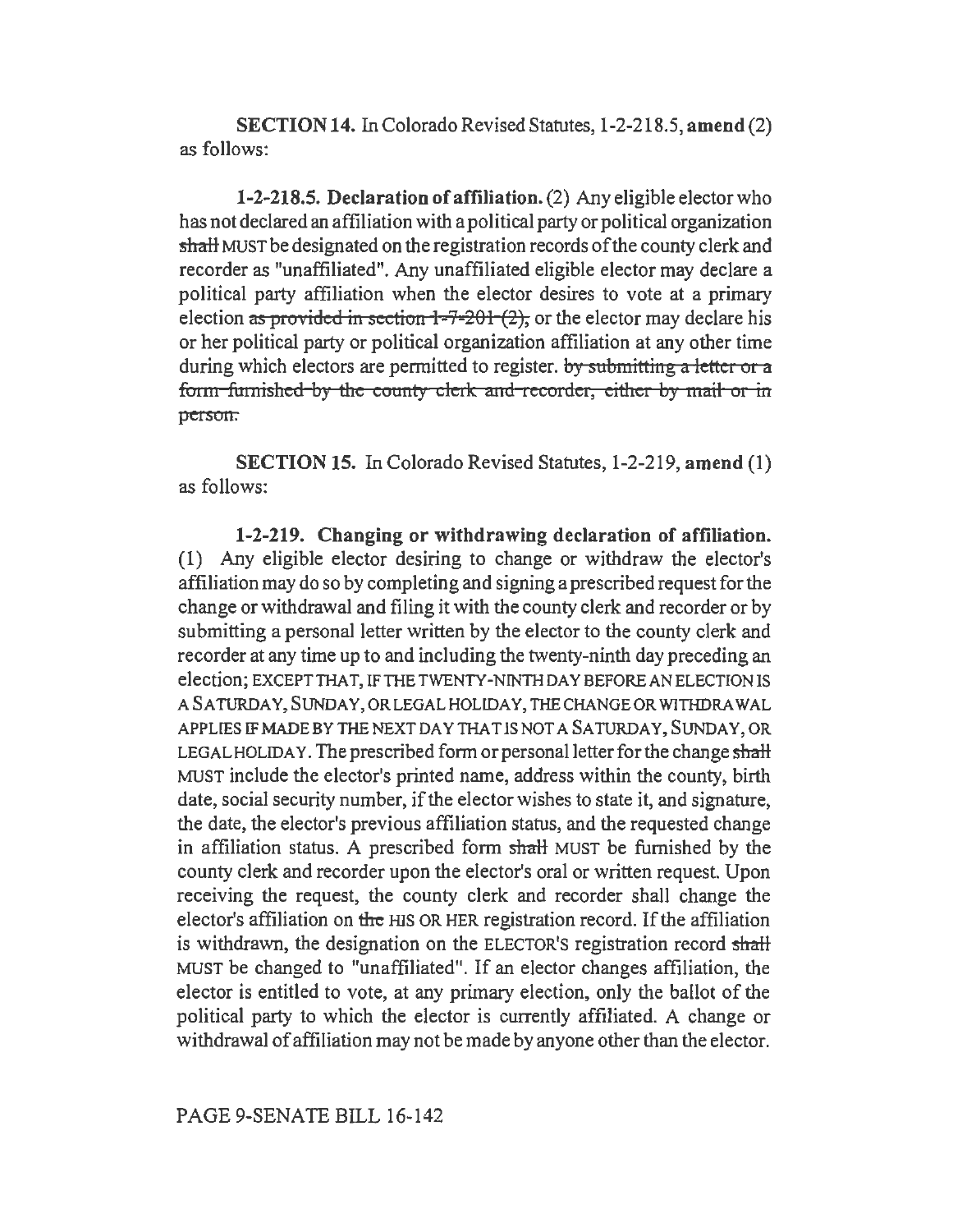**SECTION 14.** In Colorado Revised Statutes, 1-2-218.5, **amend** (2) as follows:

**1-2-218.5. Declaration of affiliation.** (2) Any eligible elector who has not declared an affiliation with a political party or political organization ~~shall~~ MUST be designated on the registration records of the county clerk and recorder as "unaffiliated". Any unaffiliated eligible elector may declare a political party affiliation when the elector desires to vote at a primary election ~~as provided in section 1-7-201 (2),~~ or the elector may declare his or her political party or political organization affiliation at any other time during which electors are permitted to register. ~~by submitting a letter or a form furnished by the county clerk and recorder, either by mail or in person.~~

**SECTION 15.** In Colorado Revised Statutes, 1-2-219, **amend** (1) as follows:

**1-2-219. Changing or withdrawing declaration of affiliation.** (1) Any eligible elector desiring to change or withdraw the elector's affiliation may do so by completing and signing a prescribed request for the change or withdrawal and filing it with the county clerk and recorder or by submitting a personal letter written by the elector to the county clerk and recorder at any time up to and including the twenty-ninth day preceding an election; EXCEPT THAT, IF THE TWENTY-NINTH DAY BEFORE AN ELECTION IS A SATURDAY, SUNDAY, OR LEGAL HOLIDAY, THE CHANGE OR WITHDRAWAL APPLIES IF MADE BY THE NEXT DAY THAT IS NOT A SATURDAY, SUNDAY, OR LEGAL HOLIDAY. The prescribed form or personal letter for the change ~~shall~~ MUST include the elector's printed name, address within the county, birth date, social security number, if the elector wishes to state it, and signature, the date, the elector's previous affiliation status, and the requested change in affiliation status. A prescribed form ~~shall~~ MUST be furnished by the county clerk and recorder upon the elector's oral or written request. Upon receiving the request, the county clerk and recorder shall change the elector's affiliation on ~~the~~ HIS OR HER registration record. If the affiliation is withdrawn, the designation on the ELECTOR'S registration record ~~shall~~ MUST be changed to "unaffiliated". If an elector changes affiliation, the elector is entitled to vote, at any primary election, only the ballot of the political party to which the elector is currently affiliated. A change or withdrawal of affiliation may not be made by anyone other than the elector.

PAGE 9-SENATE BILL 16-142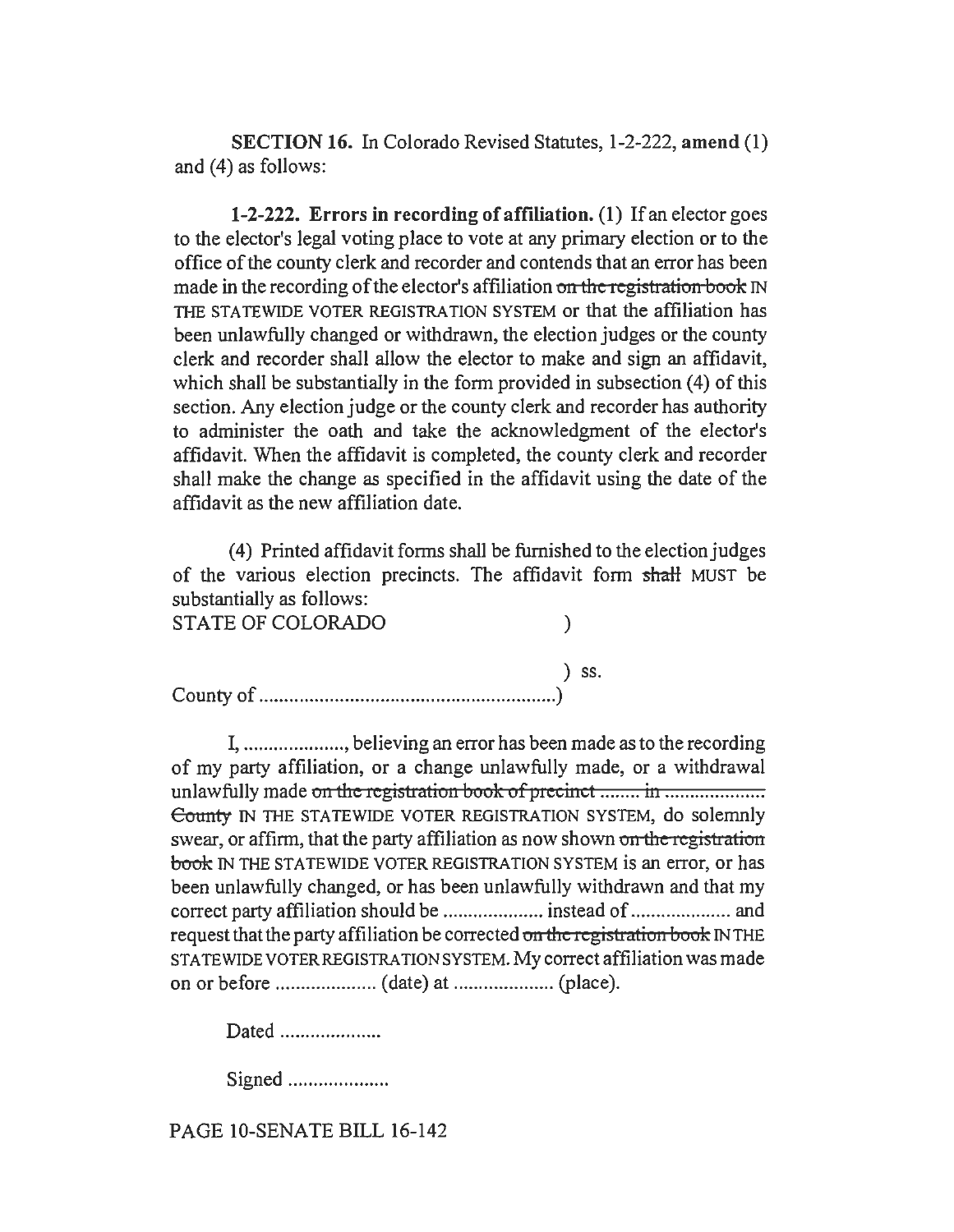**SECTION 16.** In Colorado Revised Statutes, 1-2-222, **amend** (1) and (4) as follows:

**1-2-222. Errors in recording of affiliation.** (1) If an elector goes to the elector's legal voting place to vote at any primary election or to the office of the county clerk and recorder and contends that an error has been made in the recording of the elector's affiliation ~~on the registration book~~ IN THE STATEWIDE VOTER REGISTRATION SYSTEM or that the affiliation has been unlawfully changed or withdrawn, the election judges or the county clerk and recorder shall allow the elector to make and sign an affidavit, which shall be substantially in the form provided in subsection (4) of this section. Any election judge or the county clerk and recorder has authority to administer the oath and take the acknowledgment of the elector's affidavit. When the affidavit is completed, the county clerk and recorder shall make the change as specified in the affidavit using the date of the affidavit as the new affiliation date.

(4) Printed affidavit forms shall be furnished to the election judges of the various election precincts. The affidavit form ~~shall~~ MUST be substantially as follows:

STATE OF COLORADO )

) ss.

County of ..........................................................)

I, ...................., believing an error has been made as to the recording of my party affiliation, or a change unlawfully made, or a withdrawal unlawfully made ~~on the registration book of precinct ........ in .................. County~~ IN THE STATEWIDE VOTER REGISTRATION SYSTEM, do solemnly swear, or affirm, that the party affiliation as now shown ~~on the registration book~~ IN THE STATEWIDE VOTER REGISTRATION SYSTEM is an error, or has been unlawfully changed, or has been unlawfully withdrawn and that my correct party affiliation should be .................... instead of .................... and request that the party affiliation be corrected ~~on the registration book~~ IN THE STATEWIDE VOTER REGISTRATION SYSTEM. My correct affiliation was made on or before .................... (date) at .................... (place).

Dated ....................

Signed ....................

PAGE 10-SENATE BILL 16-142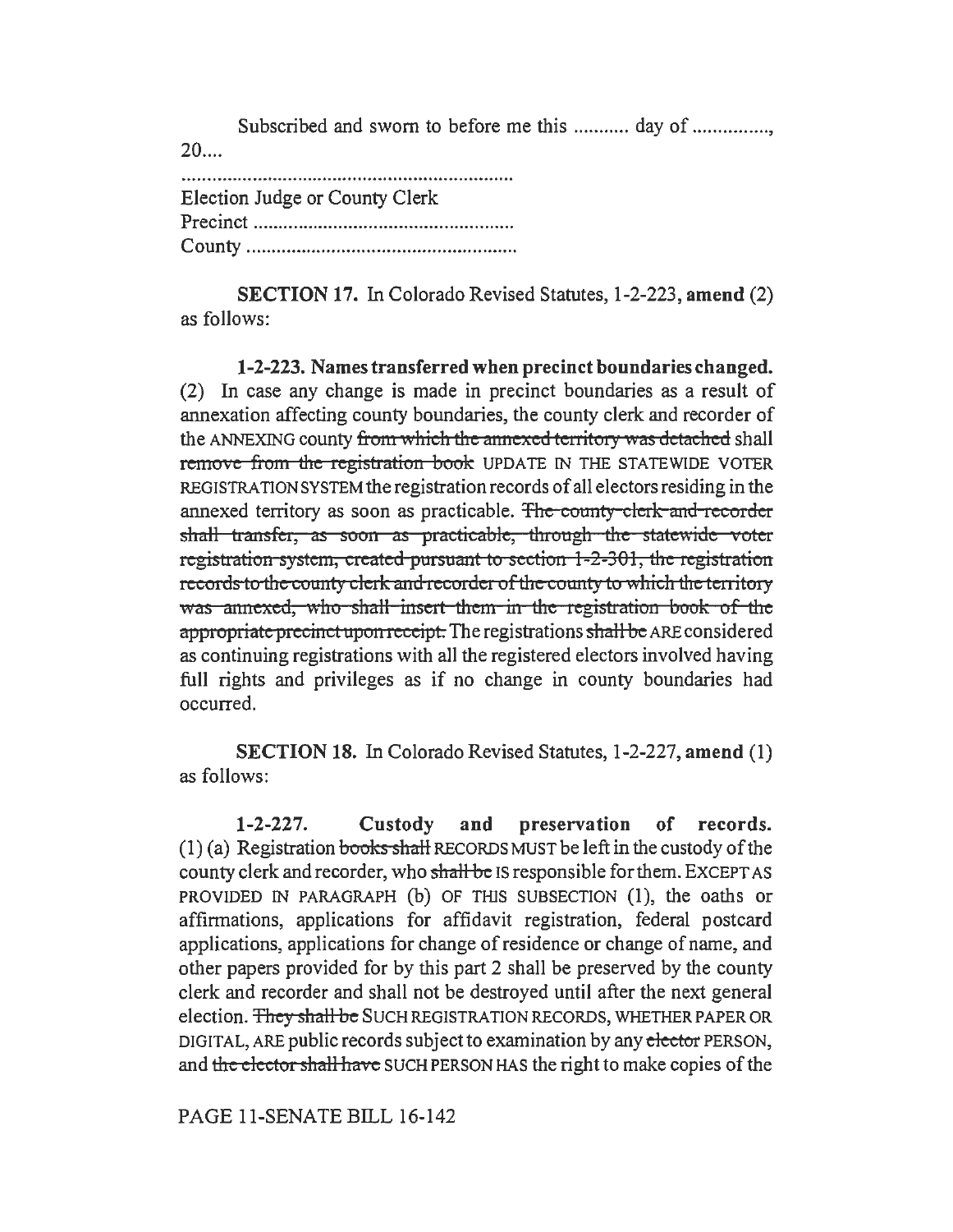Subscribed and sworn to before me this ........... day of ..............., 20....

....................................................................
Election Judge or County Clerk
Precinct ....................................................
County ......................................................

**SECTION 17.** In Colorado Revised Statutes, 1-2-223, **amend** (2) as follows:

**1-2-223. Names transferred when precinct boundaries changed.** (2) In case any change is made in precinct boundaries as a result of annexation affecting county boundaries, the county clerk and recorder of the ANNEXING county ~~from which the annexed territory was detached~~ shall ~~remove from the registration book~~ UPDATE IN THE STATEWIDE VOTER REGISTRATION SYSTEM the registration records of all electors residing in the annexed territory as soon as practicable. ~~The county clerk and recorder shall transfer, as soon as practicable, through the statewide voter registration system, created pursuant to section 1-2-301, the registration records to the county clerk and recorder of the county to which the territory was annexed, who shall insert them in the registration book of the appropriate precinct upon receipt.~~ The registrations ~~shall be~~ ARE considered as continuing registrations with all the registered electors involved having full rights and privileges as if no change in county boundaries had occurred.

**SECTION 18.** In Colorado Revised Statutes, 1-2-227, **amend** (1) as follows:

**1-2-227. Custody and preservation of records.** (1) (a) Registration ~~books shall~~ RECORDS MUST be left in the custody of the county clerk and recorder, who ~~shall be~~ IS responsible for them. EXCEPT AS PROVIDED IN PARAGRAPH (b) OF THIS SUBSECTION (1), the oaths or affirmations, applications for affidavit registration, federal postcard applications, applications for change of residence or change of name, and other papers provided for by this part 2 shall be preserved by the county clerk and recorder and shall not be destroyed until after the next general election. ~~They shall be~~ SUCH REGISTRATION RECORDS, WHETHER PAPER OR DIGITAL, ARE public records subject to examination by any ~~elector~~ PERSON, and ~~the elector shall have~~ SUCH PERSON HAS the right to make copies of the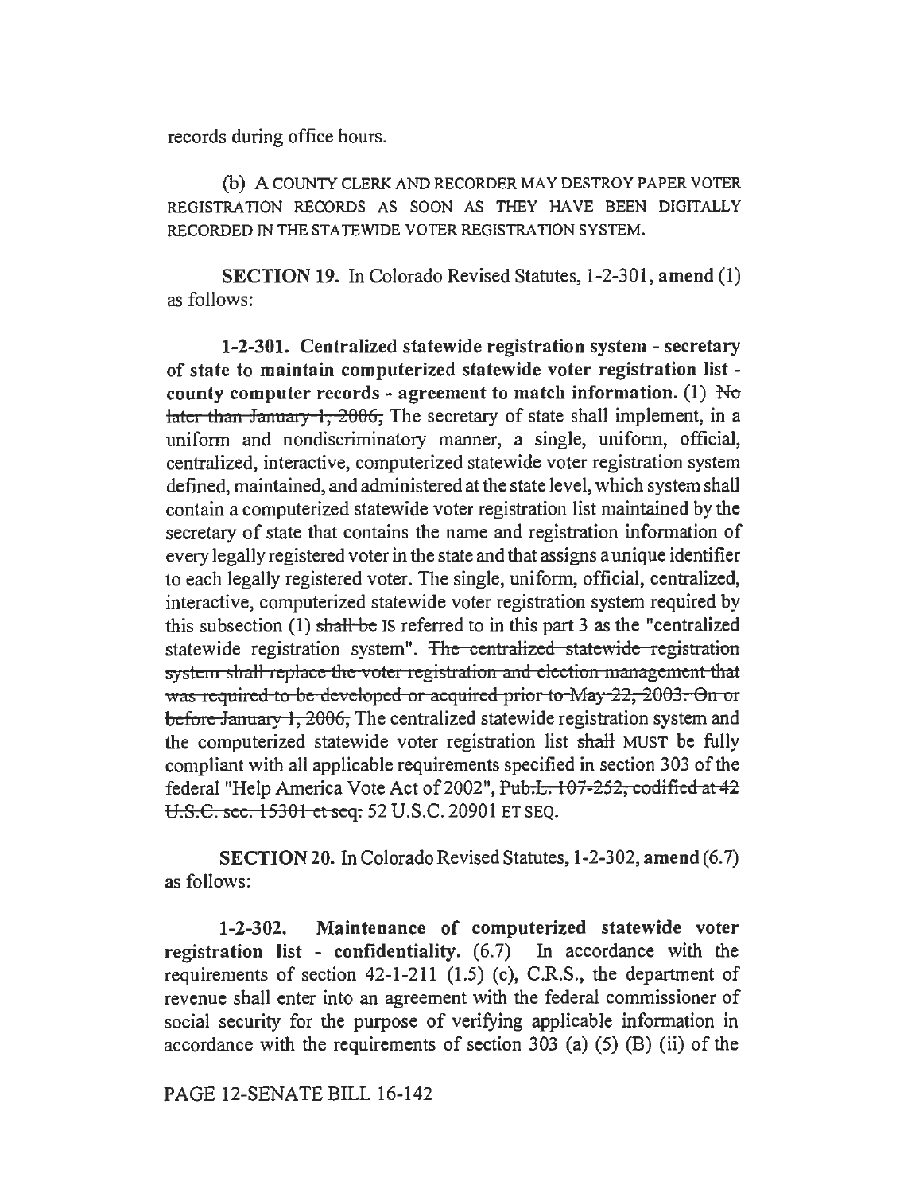records during office hours.

(b) A COUNTY CLERK AND RECORDER MAY DESTROY PAPER VOTER REGISTRATION RECORDS AS SOON AS THEY HAVE BEEN DIGITALLY RECORDED IN THE STATEWIDE VOTER REGISTRATION SYSTEM.

**SECTION 19.** In Colorado Revised Statutes, 1-2-301, **amend** (1) as follows:

**1-2-301. Centralized statewide registration system - secretary of state to maintain computerized statewide voter registration list - county computer records - agreement to match information.** (1) ~~No later than January 1, 2006,~~ The secretary of state shall implement, in a uniform and nondiscriminatory manner, a single, uniform, official, centralized, interactive, computerized statewide voter registration system defined, maintained, and administered at the state level, which system shall contain a computerized statewide voter registration list maintained by the secretary of state that contains the name and registration information of every legally registered voter in the state and that assigns a unique identifier to each legally registered voter. The single, uniform, official, centralized, interactive, computerized statewide voter registration system required by this subsection (1) ~~shall be~~ IS referred to in this part 3 as the "centralized statewide registration system". ~~The centralized statewide registration system shall replace the voter registration and election management that was required to be developed or acquired prior to May 22, 2003. On or before January 1, 2006,~~ The centralized statewide registration system and the computerized statewide voter registration list ~~shall~~ MUST be fully compliant with all applicable requirements specified in section 303 of the federal "Help America Vote Act of 2002", ~~Pub.L. 107-252, codified at 42 U.S.C. sec. 15301 et seq.~~ 52 U.S.C. 20901 ET SEQ.

**SECTION 20.** In Colorado Revised Statutes, 1-2-302, **amend** (6.7) as follows:

**1-2-302. Maintenance of computerized statewide voter registration list - confidentiality.** (6.7) In accordance with the requirements of section 42-1-211 (1.5) (c), C.R.S., the department of revenue shall enter into an agreement with the federal commissioner of social security for the purpose of verifying applicable information in accordance with the requirements of section 303 (a) (5) (B) (ii) of the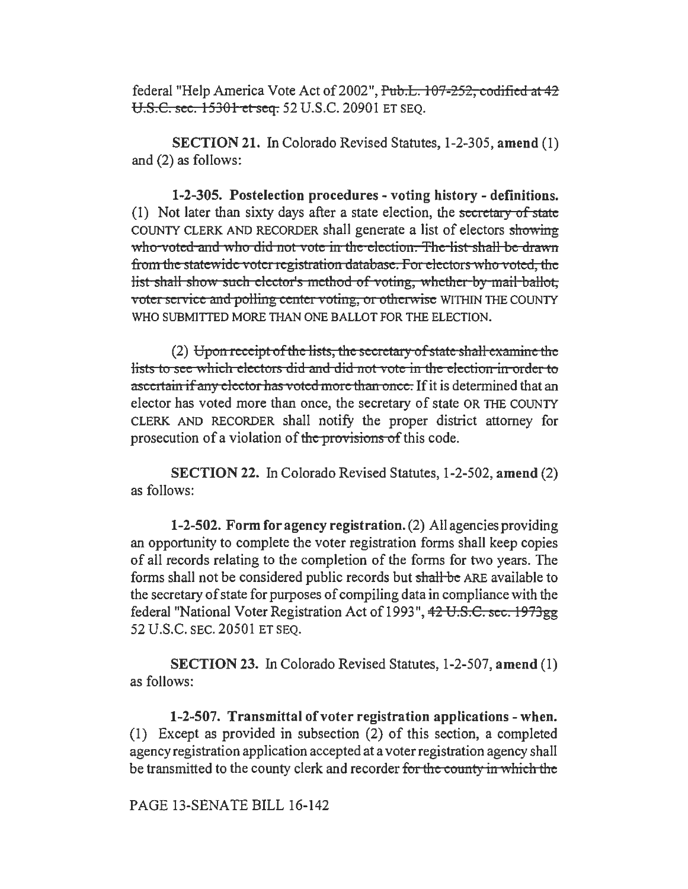federal "Help America Vote Act of 2002", ~~Pub.L. 107-252, codified at 42 U.S.C. sec. 15301 et seq.~~ 52 U.S.C. 20901 ET SEQ.

**SECTION 21.** In Colorado Revised Statutes, 1-2-305, **amend** (1) and (2) as follows:

**1-2-305. Postelection procedures - voting history - definitions.** (1) Not later than sixty days after a state election, the ~~secretary of state~~ COUNTY CLERK AND RECORDER shall generate a list of electors ~~showing who voted and who did not vote in the election. The list shall be drawn from the statewide voter registration database. For electors who voted, the list shall show such elector's method of voting, whether by mail ballot, voter service and polling center voting, or otherwise~~ WITHIN THE COUNTY WHO SUBMITTED MORE THAN ONE BALLOT FOR THE ELECTION.

(2) ~~Upon receipt of the lists, the secretary of state shall examine the lists to see which electors did and did not vote in the election in order to ascertain if any elector has voted more than once.~~ If it is determined that an elector has voted more than once, the secretary of state OR THE COUNTY CLERK AND RECORDER shall notify the proper district attorney for prosecution of a violation of ~~the provisions of~~ this code.

**SECTION 22.** In Colorado Revised Statutes, 1-2-502, **amend** (2) as follows:

**1-2-502. Form for agency registration.** (2) All agencies providing an opportunity to complete the voter registration forms shall keep copies of all records relating to the completion of the forms for two years. The forms shall not be considered public records but ~~shall be~~ ARE available to the secretary of state for purposes of compiling data in compliance with the federal "National Voter Registration Act of 1993", ~~42 U.S.C. sec. 1973gg~~ 52 U.S.C. SEC. 20501 ET SEQ.

**SECTION 23.** In Colorado Revised Statutes, 1-2-507, **amend** (1) as follows:

**1-2-507. Transmittal of voter registration applications - when.** (1) Except as provided in subsection (2) of this section, a completed agency registration application accepted at a voter registration agency shall be transmitted to the county clerk and recorder ~~for the county in which the~~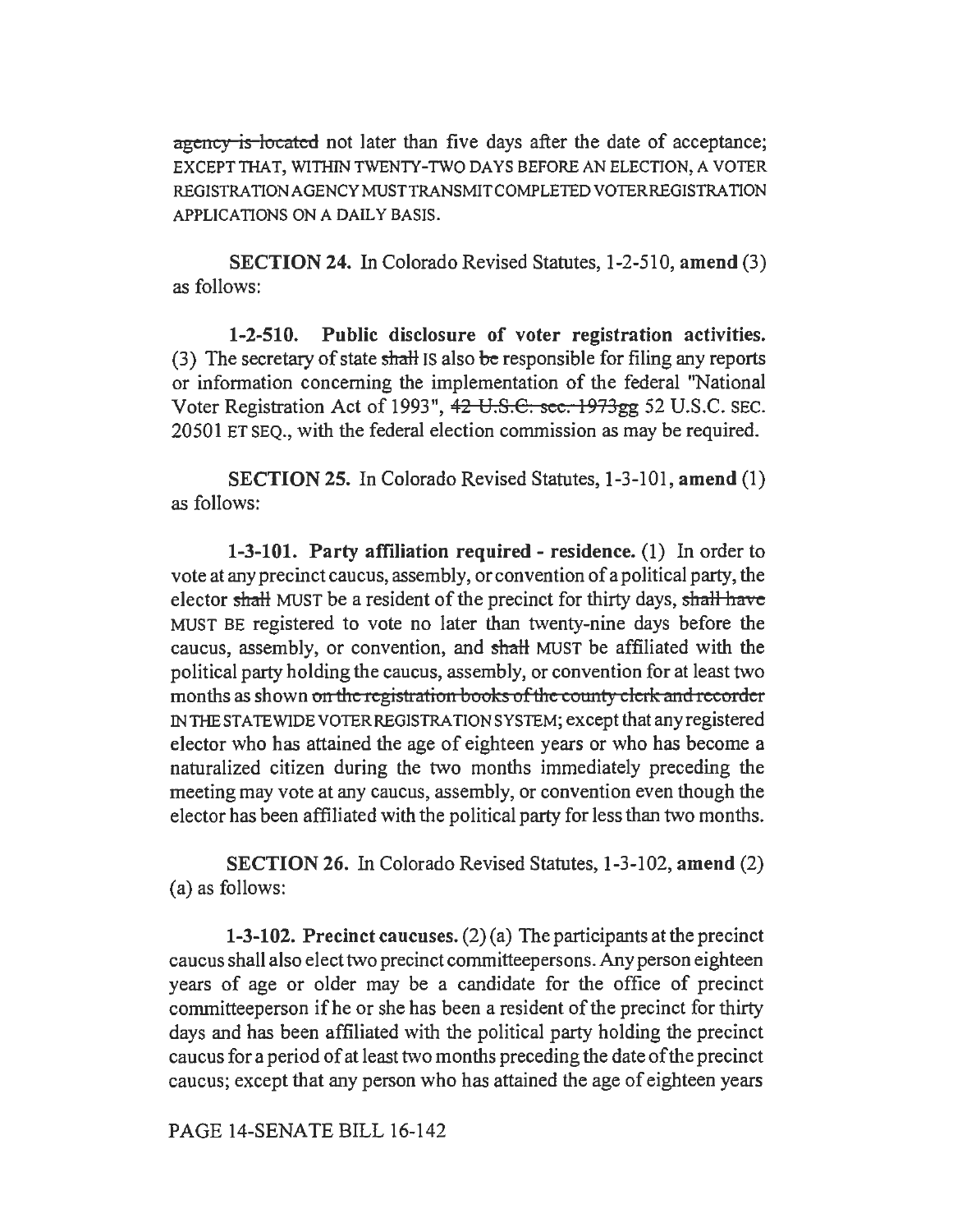~~agency is located~~ not later than five days after the date of acceptance; EXCEPT THAT, WITHIN TWENTY-TWO DAYS BEFORE AN ELECTION, A VOTER REGISTRATION AGENCY MUST TRANSMIT COMPLETED VOTER REGISTRATION APPLICATIONS ON A DAILY BASIS.

**SECTION 24.** In Colorado Revised Statutes, 1-2-510, **amend** (3) as follows:

**1-2-510. Public disclosure of voter registration activities.** (3) The secretary of state ~~shall~~ IS also ~~be~~ responsible for filing any reports or information concerning the implementation of the federal "National Voter Registration Act of 1993", ~~42 U.S.C. sec. 1973gg~~ 52 U.S.C. SEC. 20501 ET SEQ., with the federal election commission as may be required.

**SECTION 25.** In Colorado Revised Statutes, 1-3-101, **amend** (1) as follows:

**1-3-101. Party affiliation required - residence.** (1) In order to vote at any precinct caucus, assembly, or convention of a political party, the elector ~~shall~~ MUST be a resident of the precinct for thirty days, ~~shall have~~ MUST BE registered to vote no later than twenty-nine days before the caucus, assembly, or convention, and ~~shall~~ MUST be affiliated with the political party holding the caucus, assembly, or convention for at least two months as shown ~~on the registration books of the county clerk and recorder~~ IN THE STATEWIDE VOTER REGISTRATION SYSTEM; except that any registered elector who has attained the age of eighteen years or who has become a naturalized citizen during the two months immediately preceding the meeting may vote at any caucus, assembly, or convention even though the elector has been affiliated with the political party for less than two months.

**SECTION 26.** In Colorado Revised Statutes, 1-3-102, **amend** (2) (a) as follows:

**1-3-102. Precinct caucuses.** (2) (a) The participants at the precinct caucus shall also elect two precinct committeepersons. Any person eighteen years of age or older may be a candidate for the office of precinct committeeperson if he or she has been a resident of the precinct for thirty days and has been affiliated with the political party holding the precinct caucus for a period of at least two months preceding the date of the precinct caucus; except that any person who has attained the age of eighteen years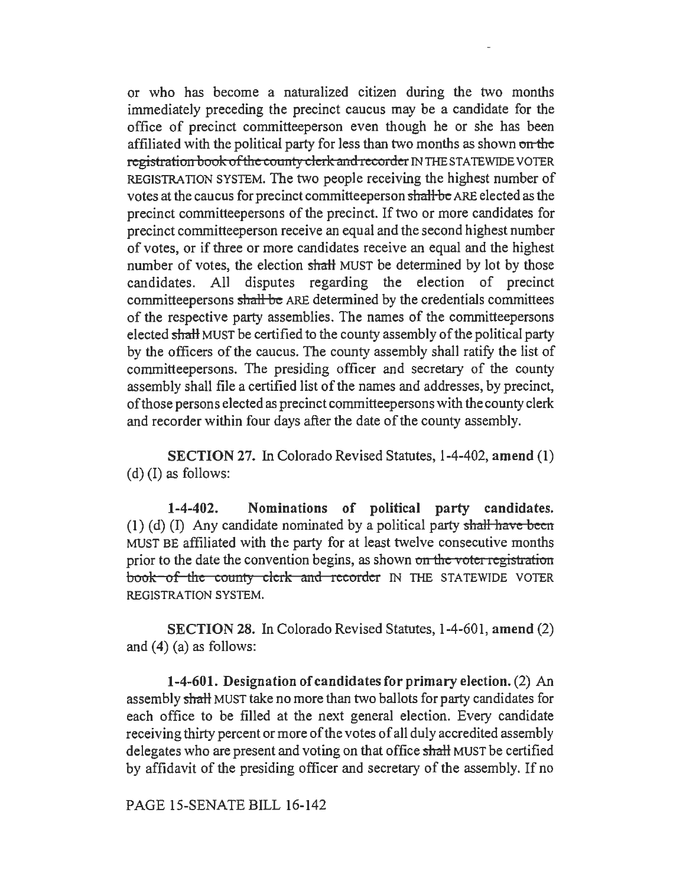or who has become a naturalized citizen during the two months immediately preceding the precinct caucus may be a candidate for the office of precinct committeeperson even though he or she has been affiliated with the political party for less than two months as shown ~~on the registration book of the county clerk and recorder~~ IN THE STATEWIDE VOTER REGISTRATION SYSTEM. The two people receiving the highest number of votes at the caucus for precinct committeeperson ~~shall be~~ ARE elected as the precinct committeepersons of the precinct. If two or more candidates for precinct committeeperson receive an equal and the second highest number of votes, or if three or more candidates receive an equal and the highest number of votes, the election ~~shall~~ MUST be determined by lot by those candidates. All disputes regarding the election of precinct committeepersons ~~shall be~~ ARE determined by the credentials committees of the respective party assemblies. The names of the committeepersons elected ~~shall~~ MUST be certified to the county assembly of the political party by the officers of the caucus. The county assembly shall ratify the list of committeepersons. The presiding officer and secretary of the county assembly shall file a certified list of the names and addresses, by precinct, of those persons elected as precinct committeepersons with the county clerk and recorder within four days after the date of the county assembly.

**SECTION 27.** In Colorado Revised Statutes, 1-4-402, **amend** (1) (d) (I) as follows:

**1-4-402. Nominations of political party candidates.** (1) (d) (I) Any candidate nominated by a political party ~~shall have been~~ MUST BE affiliated with the party for at least twelve consecutive months prior to the date the convention begins, as shown ~~on the voter registration book of the county clerk and recorder~~ IN THE STATEWIDE VOTER REGISTRATION SYSTEM.

**SECTION 28.** In Colorado Revised Statutes, 1-4-601, **amend** (2) and (4) (a) as follows:

**1-4-601. Designation of candidates for primary election.** (2) An assembly ~~shall~~ MUST take no more than two ballots for party candidates for each office to be filled at the next general election. Every candidate receiving thirty percent or more of the votes of all duly accredited assembly delegates who are present and voting on that office ~~shall~~ MUST be certified by affidavit of the presiding officer and secretary of the assembly. If no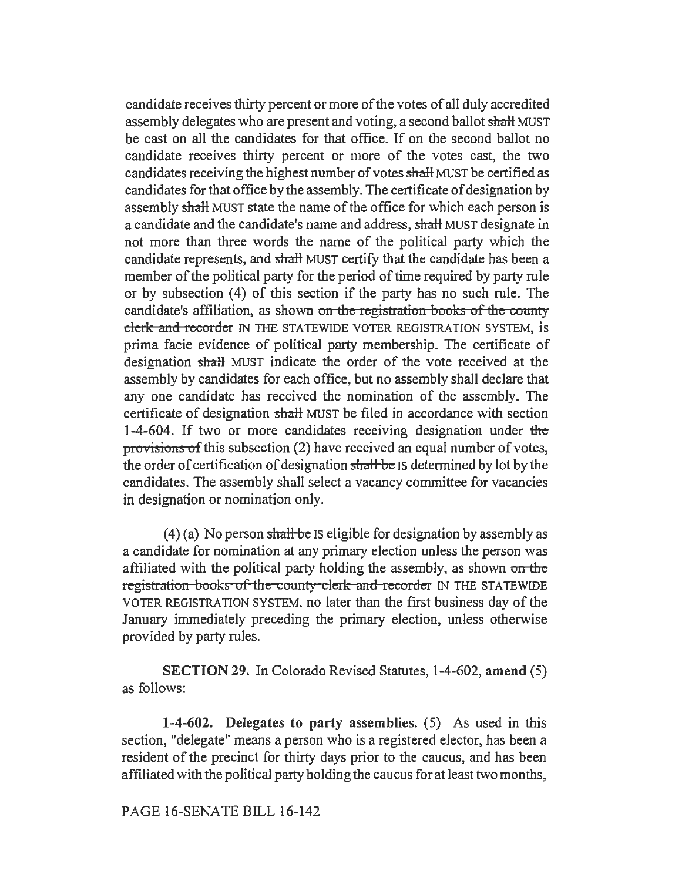candidate receives thirty percent or more of the votes of all duly accredited assembly delegates who are present and voting, a second ballot ~~shall~~ MUST be cast on all the candidates for that office. If on the second ballot no candidate receives thirty percent or more of the votes cast, the two candidates receiving the highest number of votes ~~shall~~ MUST be certified as candidates for that office by the assembly. The certificate of designation by assembly ~~shall~~ MUST state the name of the office for which each person is a candidate and the candidate's name and address, ~~shall~~ MUST designate in not more than three words the name of the political party which the candidate represents, and ~~shall~~ MUST certify that the candidate has been a member of the political party for the period of time required by party rule or by subsection (4) of this section if the party has no such rule. The candidate's affiliation, as shown ~~on the registration books of the county clerk and recorder~~ IN THE STATEWIDE VOTER REGISTRATION SYSTEM, is prima facie evidence of political party membership. The certificate of designation ~~shall~~ MUST indicate the order of the vote received at the assembly by candidates for each office, but no assembly shall declare that any one candidate has received the nomination of the assembly. The certificate of designation ~~shall~~ MUST be filed in accordance with section 1-4-604. If two or more candidates receiving designation under ~~the provisions of~~ this subsection (2) have received an equal number of votes, the order of certification of designation ~~shall be~~ IS determined by lot by the candidates. The assembly shall select a vacancy committee for vacancies in designation or nomination only.

(4) (a) No person ~~shall be~~ IS eligible for designation by assembly as a candidate for nomination at any primary election unless the person was affiliated with the political party holding the assembly, as shown ~~on the registration books of the county clerk and recorder~~ IN THE STATEWIDE VOTER REGISTRATION SYSTEM, no later than the first business day of the January immediately preceding the primary election, unless otherwise provided by party rules.

**SECTION 29.** In Colorado Revised Statutes, 1-4-602, **amend** (5) as follows:

**1-4-602. Delegates to party assemblies.** (5) As used in this section, "delegate" means a person who is a registered elector, has been a resident of the precinct for thirty days prior to the caucus, and has been affiliated with the political party holding the caucus for at least two months,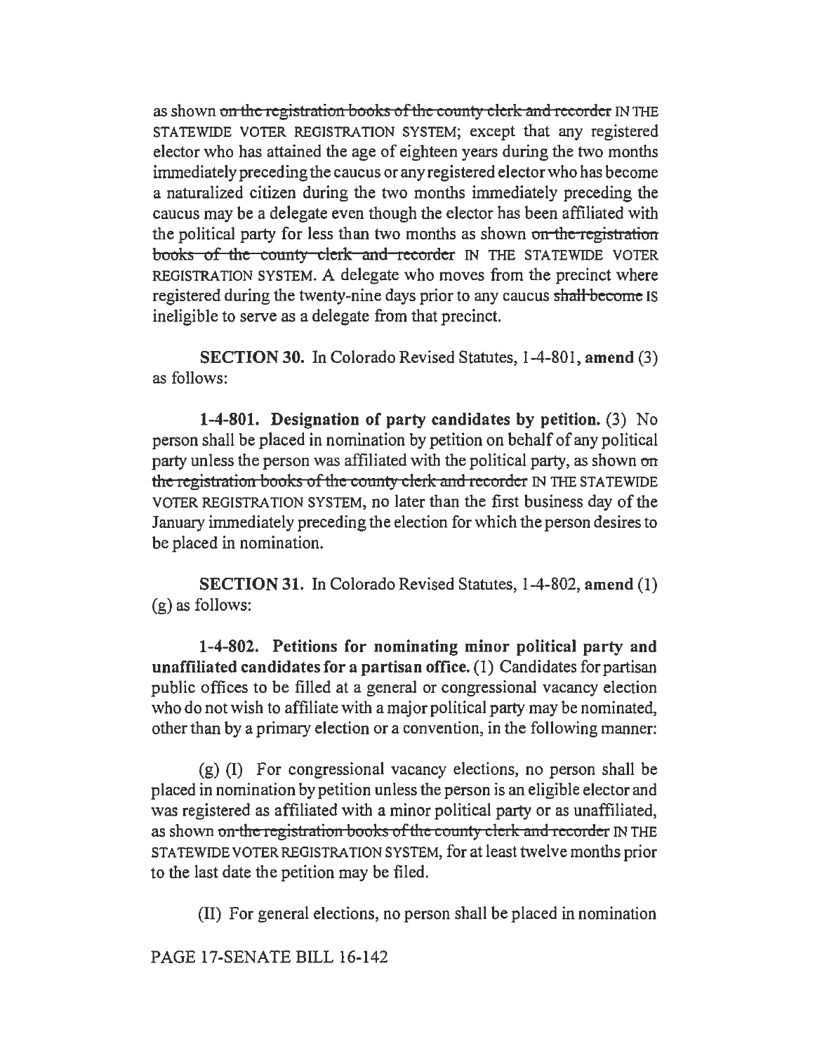as shown ~~on the registration books of the county clerk and recorder~~ IN THE STATEWIDE VOTER REGISTRATION SYSTEM; except that any registered elector who has attained the age of eighteen years during the two months immediately preceding the caucus or any registered elector who has become a naturalized citizen during the two months immediately preceding the caucus may be a delegate even though the elector has been affiliated with the political party for less than two months as shown ~~on the registration books of the county clerk and recorder~~ IN THE STATEWIDE VOTER REGISTRATION SYSTEM. A delegate who moves from the precinct where registered during the twenty-nine days prior to any caucus ~~shall become~~ IS ineligible to serve as a delegate from that precinct.

**SECTION 30.** In Colorado Revised Statutes, 1-4-801, **amend** (3) as follows:

**1-4-801. Designation of party candidates by petition.** (3) No person shall be placed in nomination by petition on behalf of any political party unless the person was affiliated with the political party, as shown ~~on the registration books of the county clerk and recorder~~ IN THE STATEWIDE VOTER REGISTRATION SYSTEM, no later than the first business day of the January immediately preceding the election for which the person desires to be placed in nomination.

**SECTION 31.** In Colorado Revised Statutes, 1-4-802, **amend** (1) (g) as follows:

**1-4-802. Petitions for nominating minor political party and unaffiliated candidates for a partisan office.** (1) Candidates for partisan public offices to be filled at a general or congressional vacancy election who do not wish to affiliate with a major political party may be nominated, other than by a primary election or a convention, in the following manner:

(g) (I) For congressional vacancy elections, no person shall be placed in nomination by petition unless the person is an eligible elector and was registered as affiliated with a minor political party or as unaffiliated, as shown ~~on the registration books of the county clerk and recorder~~ IN THE STATEWIDE VOTER REGISTRATION SYSTEM, for at least twelve months prior to the last date the petition may be filed.

(II) For general elections, no person shall be placed in nomination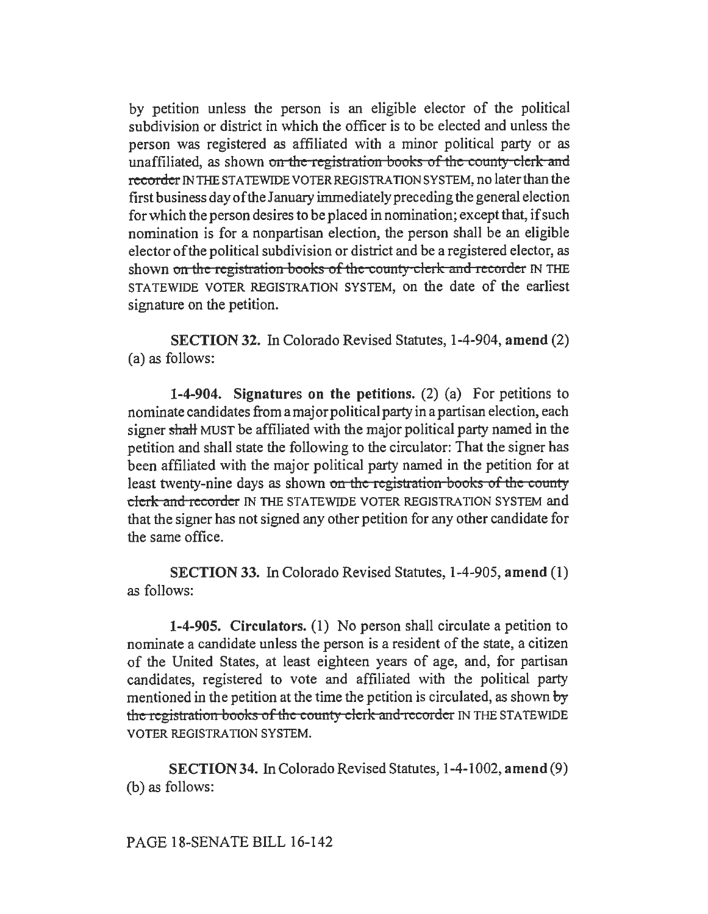by petition unless the person is an eligible elector of the political subdivision or district in which the officer is to be elected and unless the person was registered as affiliated with a minor political party or as unaffiliated, as shown ~~on the registration books of the county clerk and recorder~~ IN THE STATEWIDE VOTER REGISTRATION SYSTEM, no later than the first business day of the January immediately preceding the general election for which the person desires to be placed in nomination; except that, if such nomination is for a nonpartisan election, the person shall be an eligible elector of the political subdivision or district and be a registered elector, as shown ~~on the registration books of the county clerk and recorder~~ IN THE STATEWIDE VOTER REGISTRATION SYSTEM, on the date of the earliest signature on the petition.

**SECTION 32.** In Colorado Revised Statutes, 1-4-904, **amend** (2) (a) as follows:

**1-4-904. Signatures on the petitions.** (2) (a) For petitions to nominate candidates from a major political party in a partisan election, each signer ~~shall~~ MUST be affiliated with the major political party named in the petition and shall state the following to the circulator: That the signer has been affiliated with the major political party named in the petition for at least twenty-nine days as shown ~~on the registration books of the county clerk and recorder~~ IN THE STATEWIDE VOTER REGISTRATION SYSTEM and that the signer has not signed any other petition for any other candidate for the same office.

**SECTION 33.** In Colorado Revised Statutes, 1-4-905, **amend** (1) as follows:

**1-4-905. Circulators.** (1) No person shall circulate a petition to nominate a candidate unless the person is a resident of the state, a citizen of the United States, at least eighteen years of age, and, for partisan candidates, registered to vote and affiliated with the political party mentioned in the petition at the time the petition is circulated, as shown ~~by the registration books of the county clerk and recorder~~ IN THE STATEWIDE VOTER REGISTRATION SYSTEM.

**SECTION 34.** In Colorado Revised Statutes, 1-4-1002, **amend** (9) (b) as follows: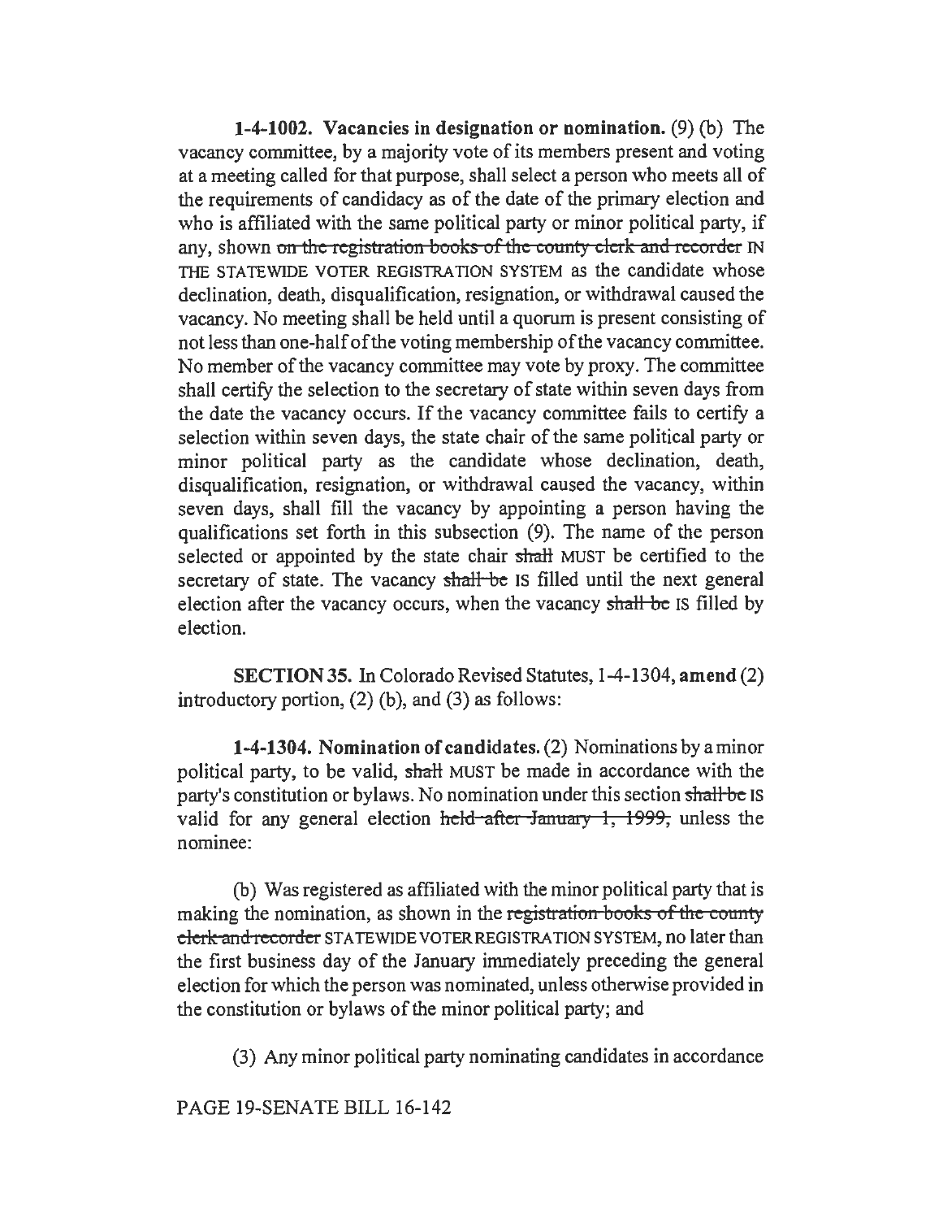**1-4-1002. Vacancies in designation or nomination.** (9) (b) The vacancy committee, by a majority vote of its members present and voting at a meeting called for that purpose, shall select a person who meets all of the requirements of candidacy as of the date of the primary election and who is affiliated with the same political party or minor political party, if any, shown ~~on the registration books of the county clerk and recorder~~ IN THE STATEWIDE VOTER REGISTRATION SYSTEM as the candidate whose declination, death, disqualification, resignation, or withdrawal caused the vacancy. No meeting shall be held until a quorum is present consisting of not less than one-half of the voting membership of the vacancy committee. No member of the vacancy committee may vote by proxy. The committee shall certify the selection to the secretary of state within seven days from the date the vacancy occurs. If the vacancy committee fails to certify a selection within seven days, the state chair of the same political party or minor political party as the candidate whose declination, death, disqualification, resignation, or withdrawal caused the vacancy, within seven days, shall fill the vacancy by appointing a person having the qualifications set forth in this subsection (9). The name of the person selected or appointed by the state chair ~~shall~~ MUST be certified to the secretary of state. The vacancy ~~shall be~~ IS filled until the next general election after the vacancy occurs, when the vacancy ~~shall be~~ IS filled by election.

**SECTION 35.** In Colorado Revised Statutes, 1-4-1304, **amend** (2) introductory portion, (2) (b), and (3) as follows:

**1-4-1304. Nomination of candidates.** (2) Nominations by a minor political party, to be valid, ~~shall~~ MUST be made in accordance with the party's constitution or bylaws. No nomination under this section ~~shall be~~ IS valid for any general election ~~held after January 1, 1999,~~ unless the nominee:

(b) Was registered as affiliated with the minor political party that is making the nomination, as shown in the ~~registration books of the county clerk and recorder~~ STATEWIDE VOTER REGISTRATION SYSTEM, no later than the first business day of the January immediately preceding the general election for which the person was nominated, unless otherwise provided in the constitution or bylaws of the minor political party; and

(3) Any minor political party nominating candidates in accordance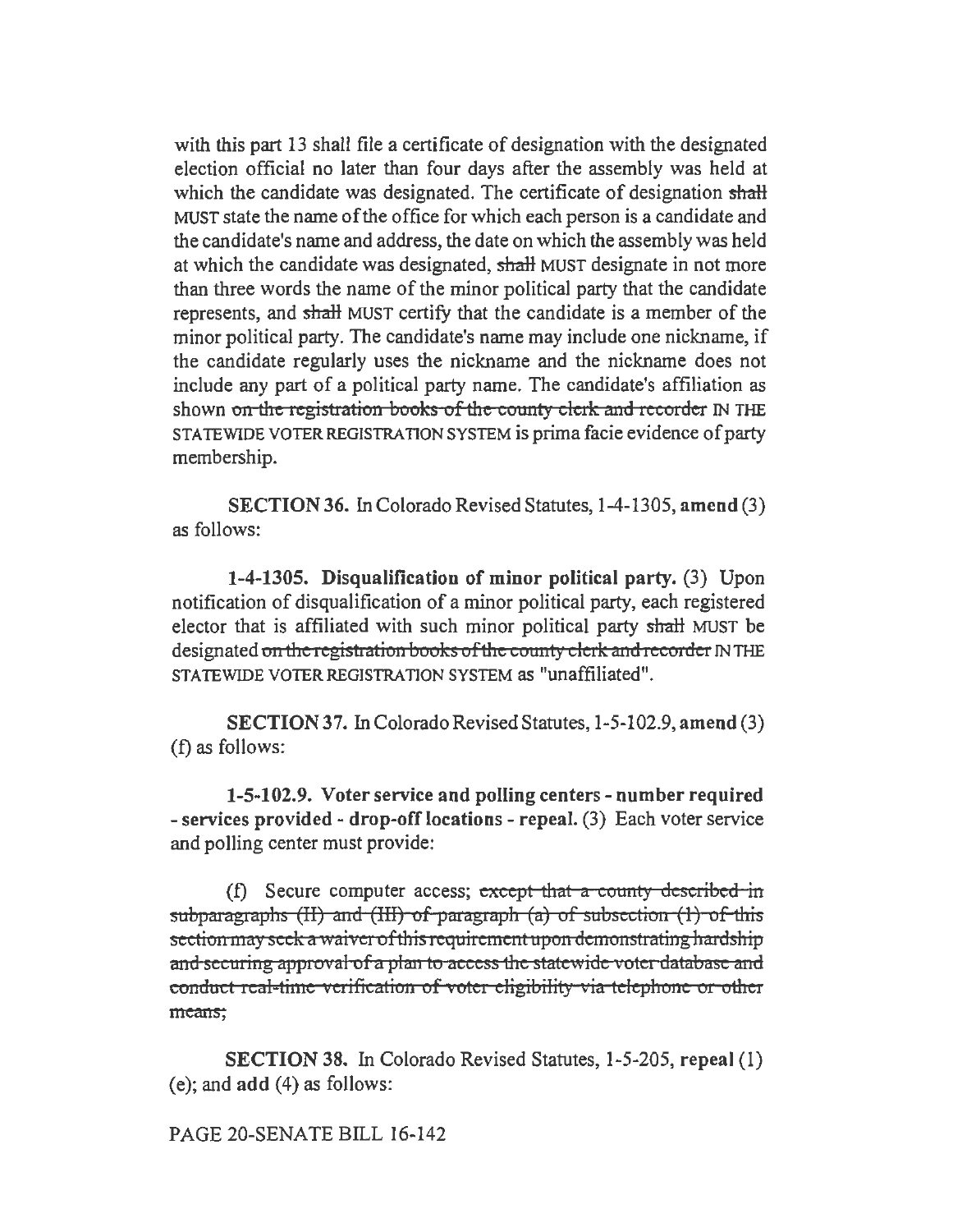with this part 13 shall file a certificate of designation with the designated election official no later than four days after the assembly was held at which the candidate was designated. The certificate of designation ~~shall~~ MUST state the name of the office for which each person is a candidate and the candidate's name and address, the date on which the assembly was held at which the candidate was designated, ~~shall~~ MUST designate in not more than three words the name of the minor political party that the candidate represents, and ~~shall~~ MUST certify that the candidate is a member of the minor political party. The candidate's name may include one nickname, if the candidate regularly uses the nickname and the nickname does not include any part of a political party name. The candidate's affiliation as shown ~~on the registration books of the county clerk and recorder~~ IN THE STATEWIDE VOTER REGISTRATION SYSTEM is prima facie evidence of party membership.

**SECTION 36.** In Colorado Revised Statutes, 1-4-1305, **amend** (3) as follows:

**1-4-1305. Disqualification of minor political party.** (3) Upon notification of disqualification of a minor political party, each registered elector that is affiliated with such minor political party ~~shall~~ MUST be designated ~~on the registration books of the county clerk and recorder~~ IN THE STATEWIDE VOTER REGISTRATION SYSTEM as "unaffiliated".

**SECTION 37.** In Colorado Revised Statutes, 1-5-102.9, **amend** (3) (f) as follows:

**1-5-102.9. Voter service and polling centers - number required - services provided - drop-off locations - repeal.** (3) Each voter service and polling center must provide:

(f) Secure computer access; ~~except that a county described in subparagraphs (II) and (III) of paragraph (a) of subsection (1) of this section may seek a waiver of this requirement upon demonstrating hardship and securing approval of a plan to access the statewide voter database and conduct real-time verification of voter eligibility via telephone or other means;~~

**SECTION 38.** In Colorado Revised Statutes, 1-5-205, **repeal** (1) (e); and **add** (4) as follows:

PAGE 20-SENATE BILL 16-142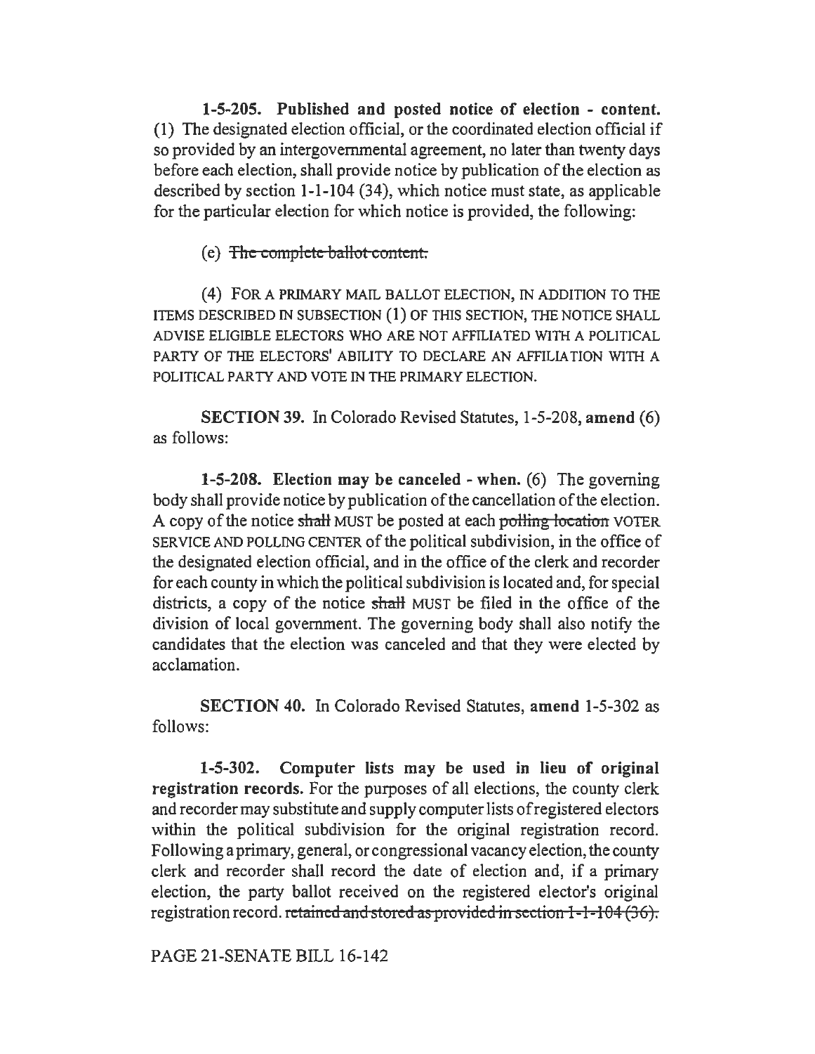**1-5-205. Published and posted notice of election - content.** (1) The designated election official, or the coordinated election official if so provided by an intergovernmental agreement, no later than twenty days before each election, shall provide notice by publication of the election as described by section 1-1-104 (34), which notice must state, as applicable for the particular election for which notice is provided, the following:

(e) ~~The complete ballot content.~~

(4) FOR A PRIMARY MAIL BALLOT ELECTION, IN ADDITION TO THE ITEMS DESCRIBED IN SUBSECTION (1) OF THIS SECTION, THE NOTICE SHALL ADVISE ELIGIBLE ELECTORS WHO ARE NOT AFFILIATED WITH A POLITICAL PARTY OF THE ELECTORS' ABILITY TO DECLARE AN AFFILIATION WITH A POLITICAL PARTY AND VOTE IN THE PRIMARY ELECTION.

**SECTION 39.** In Colorado Revised Statutes, 1-5-208, **amend** (6) as follows:

**1-5-208. Election may be canceled - when.** (6) The governing body shall provide notice by publication of the cancellation of the election. A copy of the notice ~~shall~~ MUST be posted at each ~~polling location~~ VOTER SERVICE AND POLLING CENTER of the political subdivision, in the office of the designated election official, and in the office of the clerk and recorder for each county in which the political subdivision is located and, for special districts, a copy of the notice ~~shall~~ MUST be filed in the office of the division of local government. The governing body shall also notify the candidates that the election was canceled and that they were elected by acclamation.

**SECTION 40.** In Colorado Revised Statutes, **amend** 1-5-302 as follows:

**1-5-302. Computer lists may be used in lieu of original registration records.** For the purposes of all elections, the county clerk and recorder may substitute and supply computer lists of registered electors within the political subdivision for the original registration record. Following a primary, general, or congressional vacancy election, the county clerk and recorder shall record the date of election and, if a primary election, the party ballot received on the registered elector's original registration record. ~~retained and stored as provided in section 1-1-104 (36).~~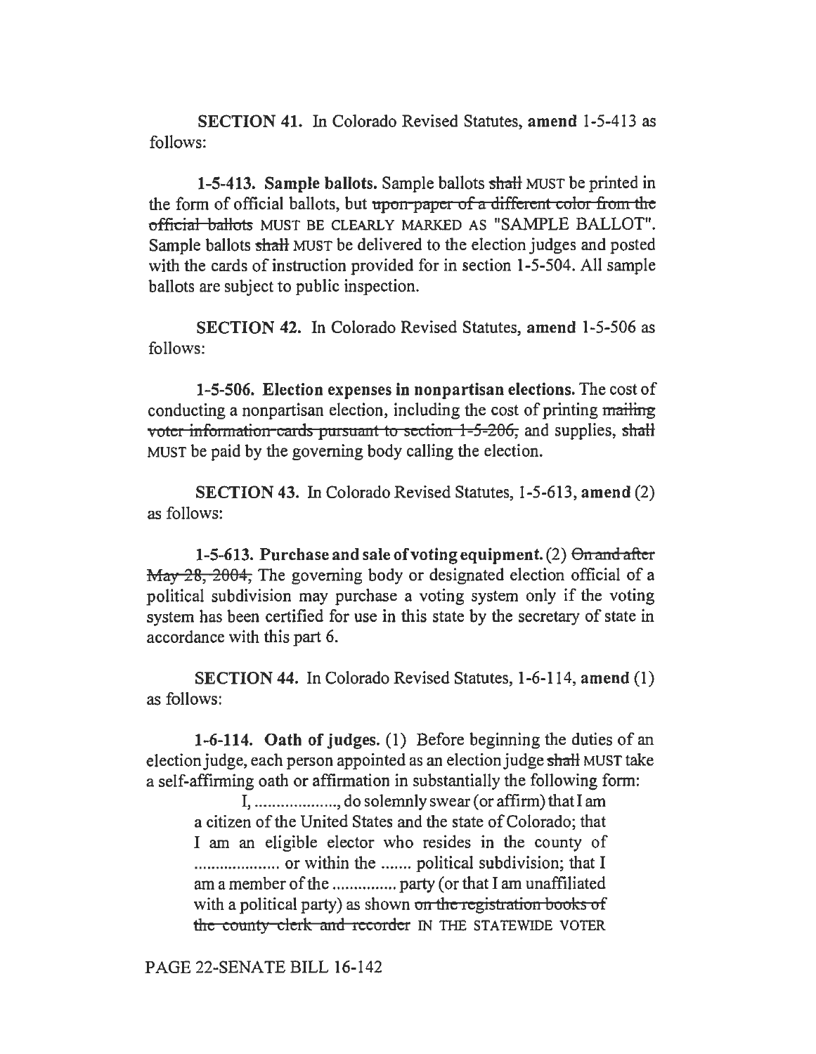**SECTION 41.** In Colorado Revised Statutes, **amend** 1-5-413 as follows:

**1-5-413. Sample ballots.** Sample ballots ~~shall~~ MUST be printed in the form of official ballots, but ~~upon paper of a different color from the official ballots~~ MUST BE CLEARLY MARKED AS "SAMPLE BALLOT". Sample ballots ~~shall~~ MUST be delivered to the election judges and posted with the cards of instruction provided for in section 1-5-504. All sample ballots are subject to public inspection.

**SECTION 42.** In Colorado Revised Statutes, **amend** 1-5-506 as follows:

**1-5-506. Election expenses in nonpartisan elections.** The cost of conducting a nonpartisan election, including the cost of printing ~~mailing voter information cards pursuant to section 1-5-206,~~ and supplies, ~~shall~~ MUST be paid by the governing body calling the election.

**SECTION 43.** In Colorado Revised Statutes, 1-5-613, **amend** (2) as follows:

**1-5-613. Purchase and sale of voting equipment.** (2) ~~On and after May 28, 2004,~~ The governing body or designated election official of a political subdivision may purchase a voting system only if the voting system has been certified for use in this state by the secretary of state in accordance with this part 6.

**SECTION 44.** In Colorado Revised Statutes, 1-6-114, **amend** (1) as follows:

**1-6-114. Oath of judges.** (1) Before beginning the duties of an election judge, each person appointed as an election judge ~~shall~~ MUST take a self-affirming oath or affirmation in substantially the following form:

> I, .................., do solemnly swear (or affirm) that I am a citizen of the United States and the state of Colorado; that I am an eligible elector who resides in the county of .................... or within the ....... political subdivision; that I am a member of the ............... party (or that I am unaffiliated with a political party) as shown ~~on the registration books of the county clerk and recorder~~ IN THE STATEWIDE VOTER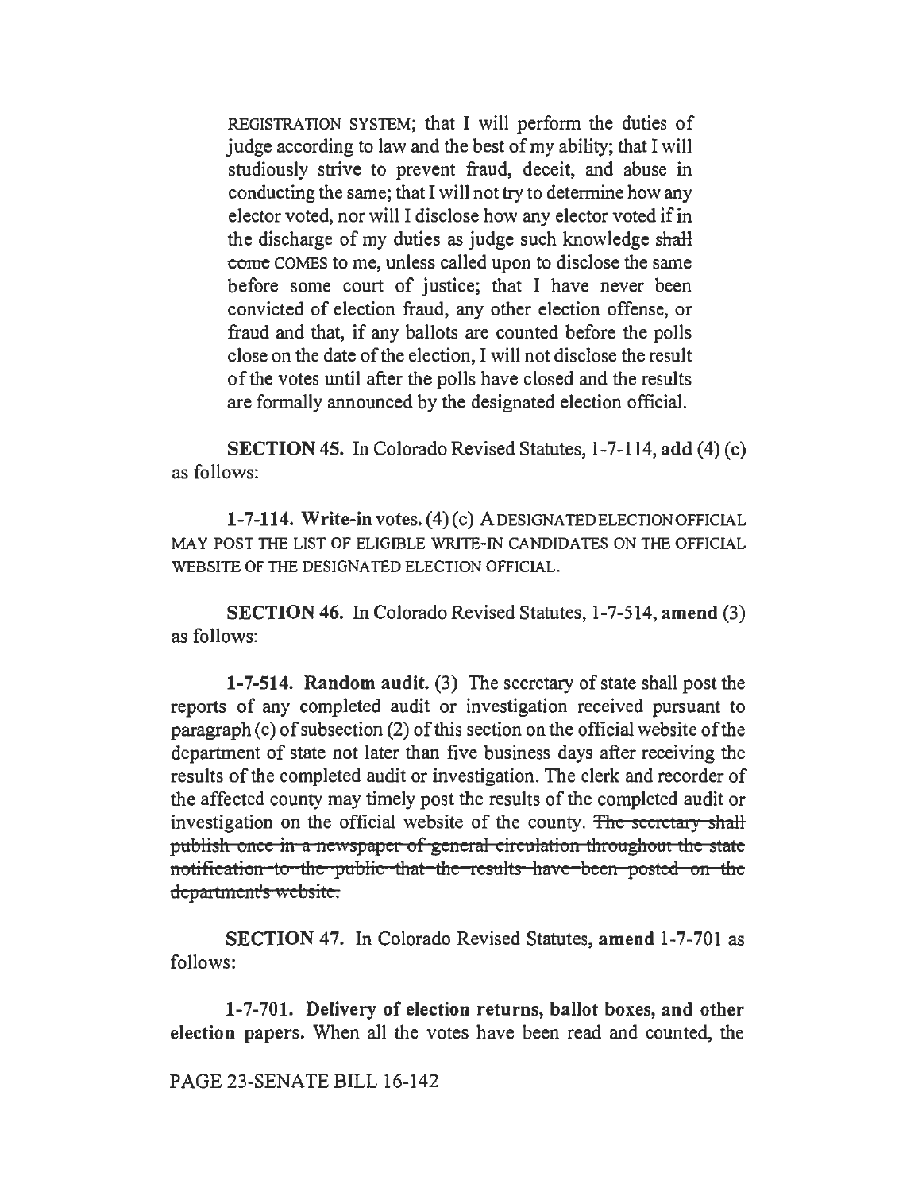REGISTRATION SYSTEM; that I will perform the duties of judge according to law and the best of my ability; that I will studiously strive to prevent fraud, deceit, and abuse in conducting the same; that I will not try to determine how any elector voted, nor will I disclose how any elector voted if in the discharge of my duties as judge such knowledge ~~shall come~~ COMES to me, unless called upon to disclose the same before some court of justice; that I have never been convicted of election fraud, any other election offense, or fraud and that, if any ballots are counted before the polls close on the date of the election, I will not disclose the result of the votes until after the polls have closed and the results are formally announced by the designated election official.

**SECTION 45.** In Colorado Revised Statutes, 1-7-114, **add** (4) (c) as follows:

**1-7-114. Write-in votes.** (4) (c) A DESIGNATED ELECTION OFFICIAL MAY POST THE LIST OF ELIGIBLE WRITE-IN CANDIDATES ON THE OFFICIAL WEBSITE OF THE DESIGNATED ELECTION OFFICIAL.

**SECTION 46.** In Colorado Revised Statutes, 1-7-514, **amend** (3) as follows:

**1-7-514. Random audit.** (3) The secretary of state shall post the reports of any completed audit or investigation received pursuant to paragraph (c) of subsection (2) of this section on the official website of the department of state not later than five business days after receiving the results of the completed audit or investigation. The clerk and recorder of the affected county may timely post the results of the completed audit or investigation on the official website of the county. ~~The secretary shall publish once in a newspaper of general circulation throughout the state notification to the public that the results have been posted on the department's website.~~

**SECTION 47.** In Colorado Revised Statutes, **amend** 1-7-701 as follows:

**1-7-701. Delivery of election returns, ballot boxes, and other election papers.** When all the votes have been read and counted, the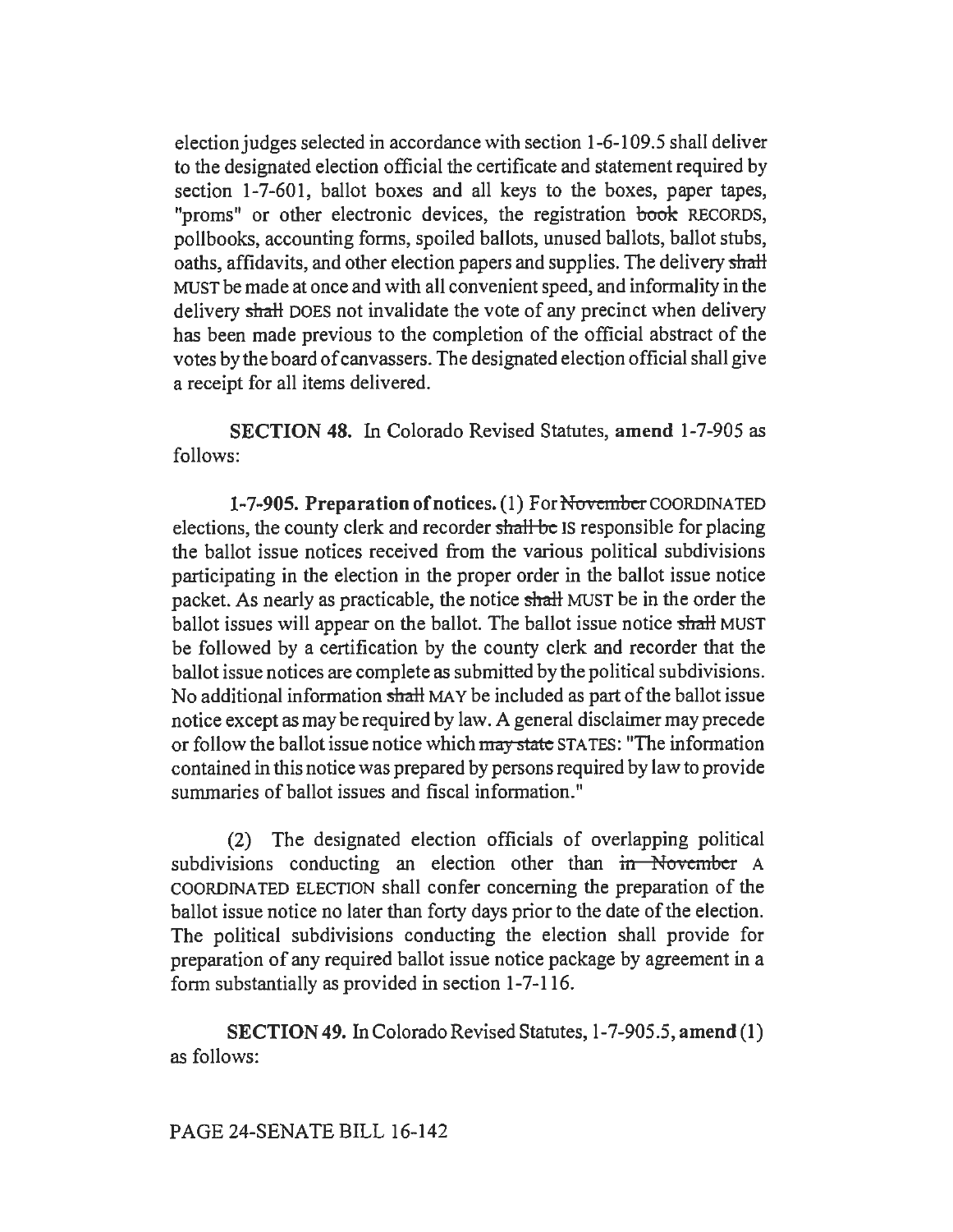election judges selected in accordance with section 1-6-109.5 shall deliver to the designated election official the certificate and statement required by section 1-7-601, ballot boxes and all keys to the boxes, paper tapes, "proms" or other electronic devices, the registration ~~book~~ RECORDS, pollbooks, accounting forms, spoiled ballots, unused ballots, ballot stubs, oaths, affidavits, and other election papers and supplies. The delivery ~~shall~~ MUST be made at once and with all convenient speed, and informality in the delivery ~~shall~~ DOES not invalidate the vote of any precinct when delivery has been made previous to the completion of the official abstract of the votes by the board of canvassers. The designated election official shall give a receipt for all items delivered.

**SECTION 48.** In Colorado Revised Statutes, **amend** 1-7-905 as follows:

**1-7-905. Preparation of notices.** (1) For ~~November~~ COORDINATED elections, the county clerk and recorder ~~shall be~~ IS responsible for placing the ballot issue notices received from the various political subdivisions participating in the election in the proper order in the ballot issue notice packet. As nearly as practicable, the notice ~~shall~~ MUST be in the order the ballot issues will appear on the ballot. The ballot issue notice ~~shall~~ MUST be followed by a certification by the county clerk and recorder that the ballot issue notices are complete as submitted by the political subdivisions. No additional information ~~shall~~ MAY be included as part of the ballot issue notice except as may be required by law. A general disclaimer may precede or follow the ballot issue notice which ~~may state~~ STATES: "The information contained in this notice was prepared by persons required by law to provide summaries of ballot issues and fiscal information."

(2) The designated election officials of overlapping political subdivisions conducting an election other than ~~in November~~ A COORDINATED ELECTION shall confer concerning the preparation of the ballot issue notice no later than forty days prior to the date of the election. The political subdivisions conducting the election shall provide for preparation of any required ballot issue notice package by agreement in a form substantially as provided in section 1-7-116.

**SECTION 49.** In Colorado Revised Statutes, 1-7-905.5, **amend** (1) as follows: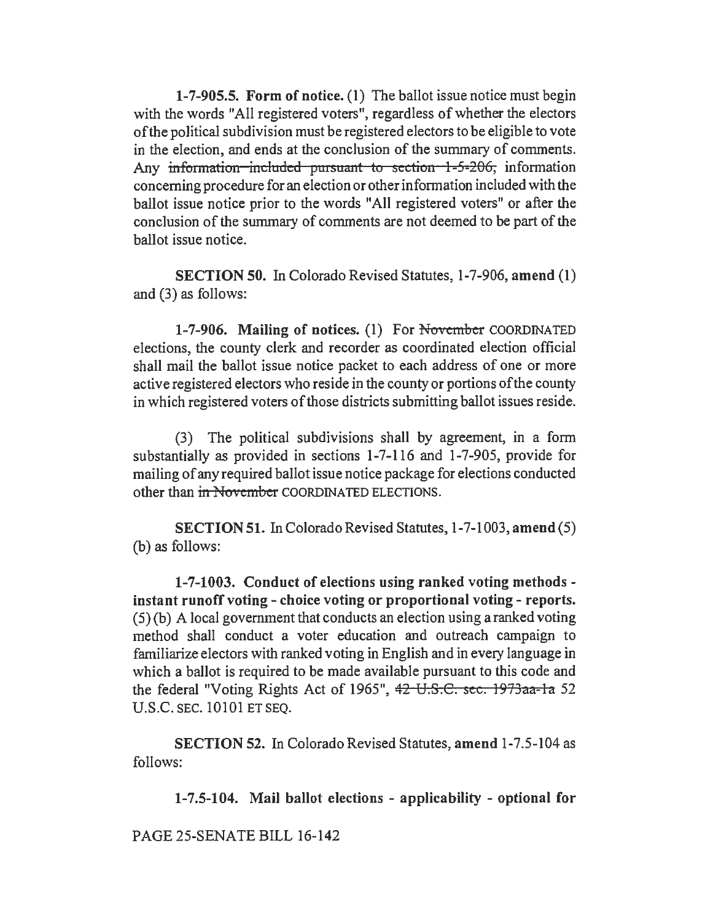**1-7-905.5. Form of notice.** (1) The ballot issue notice must begin with the words "All registered voters", regardless of whether the electors of the political subdivision must be registered electors to be eligible to vote in the election, and ends at the conclusion of the summary of comments. Any ~~information included pursuant to section 1-5-206,~~ information concerning procedure for an election or other information included with the ballot issue notice prior to the words "All registered voters" or after the conclusion of the summary of comments are not deemed to be part of the ballot issue notice.

**SECTION 50.** In Colorado Revised Statutes, 1-7-906, **amend** (1) and (3) as follows:

**1-7-906. Mailing of notices.** (1) For ~~November~~ COORDINATED elections, the county clerk and recorder as coordinated election official shall mail the ballot issue notice packet to each address of one or more active registered electors who reside in the county or portions of the county in which registered voters of those districts submitting ballot issues reside.

(3) The political subdivisions shall by agreement, in a form substantially as provided in sections 1-7-116 and 1-7-905, provide for mailing of any required ballot issue notice package for elections conducted other than ~~in November~~ COORDINATED ELECTIONS.

**SECTION 51.** In Colorado Revised Statutes, 1-7-1003, **amend** (5) (b) as follows:

**1-7-1003. Conduct of elections using ranked voting methods - instant runoff voting - choice voting or proportional voting - reports.** (5) (b) A local government that conducts an election using a ranked voting method shall conduct a voter education and outreach campaign to familiarize electors with ranked voting in English and in every language in which a ballot is required to be made available pursuant to this code and the federal "Voting Rights Act of 1965", ~~42 U.S.C. sec. 1973aa-1a~~ 52 U.S.C. SEC. 10101 ET SEQ.

**SECTION 52.** In Colorado Revised Statutes, **amend** 1-7.5-104 as follows:

**1-7.5-104. Mail ballot elections - applicability - optional for**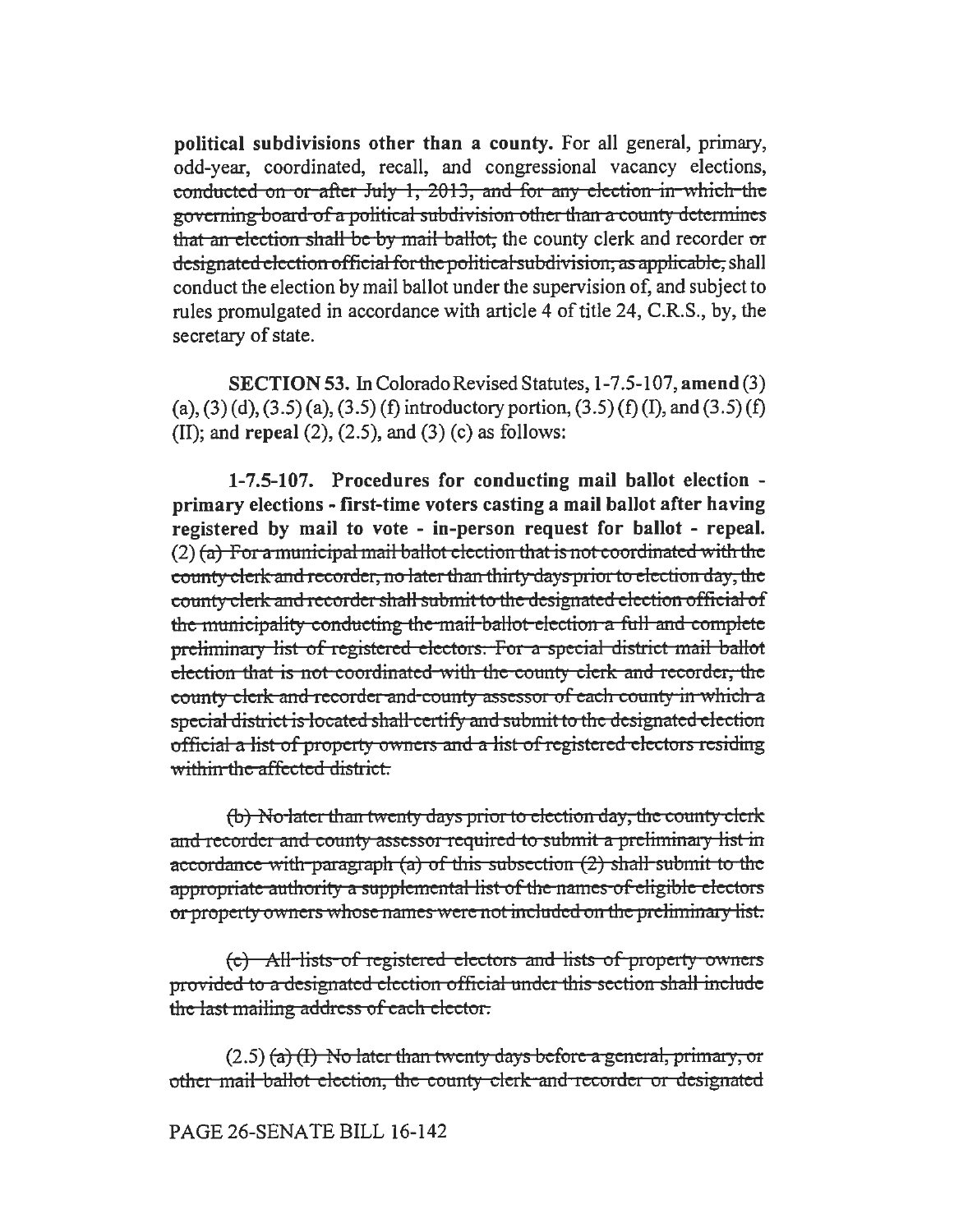**political subdivisions other than a county.** For all general, primary, odd-year, coordinated, recall, and congressional vacancy elections, ~~conducted on or after July 1, 2013, and for any election in which the governing board of a political subdivision other than a county determines that an election shall be by mail ballot,~~ the county clerk and recorder ~~or designated election official for the political subdivision, as applicable,~~ shall conduct the election by mail ballot under the supervision of, and subject to rules promulgated in accordance with article 4 of title 24, C.R.S., by, the secretary of state.

**SECTION 53.** In Colorado Revised Statutes, 1-7.5-107, **amend** (3) (a), (3) (d), (3.5) (a), (3.5) (f) introductory portion, (3.5) (f) (I), and (3.5) (f) (II); and **repeal** (2), (2.5), and (3) (c) as follows:

**1-7.5-107. Procedures for conducting mail ballot election - primary elections - first-time voters casting a mail ballot after having registered by mail to vote - in-person request for ballot - repeal.** (2) ~~(a) For a municipal mail ballot election that is not coordinated with the county clerk and recorder, no later than thirty days prior to election day, the county clerk and recorder shall submit to the designated election official of the municipality conducting the mail ballot election a full and complete preliminary list of registered electors. For a special district mail ballot election that is not coordinated with the county clerk and recorder, the county clerk and recorder and county assessor of each county in which a special district is located shall certify and submit to the designated election official a list of property owners and a list of registered electors residing within the affected district.~~

~~(b) No later than twenty days prior to election day, the county clerk and recorder and county assessor required to submit a preliminary list in accordance with paragraph (a) of this subsection (2) shall submit to the appropriate authority a supplemental list of the names of eligible electors or property owners whose names were not included on the preliminary list.~~

~~(c) All lists of registered electors and lists of property owners provided to a designated election official under this section shall include the last mailing address of each elector.~~

(2.5) ~~(a) (I) No later than twenty days before a general, primary, or other mail ballot election, the county clerk and recorder or designated~~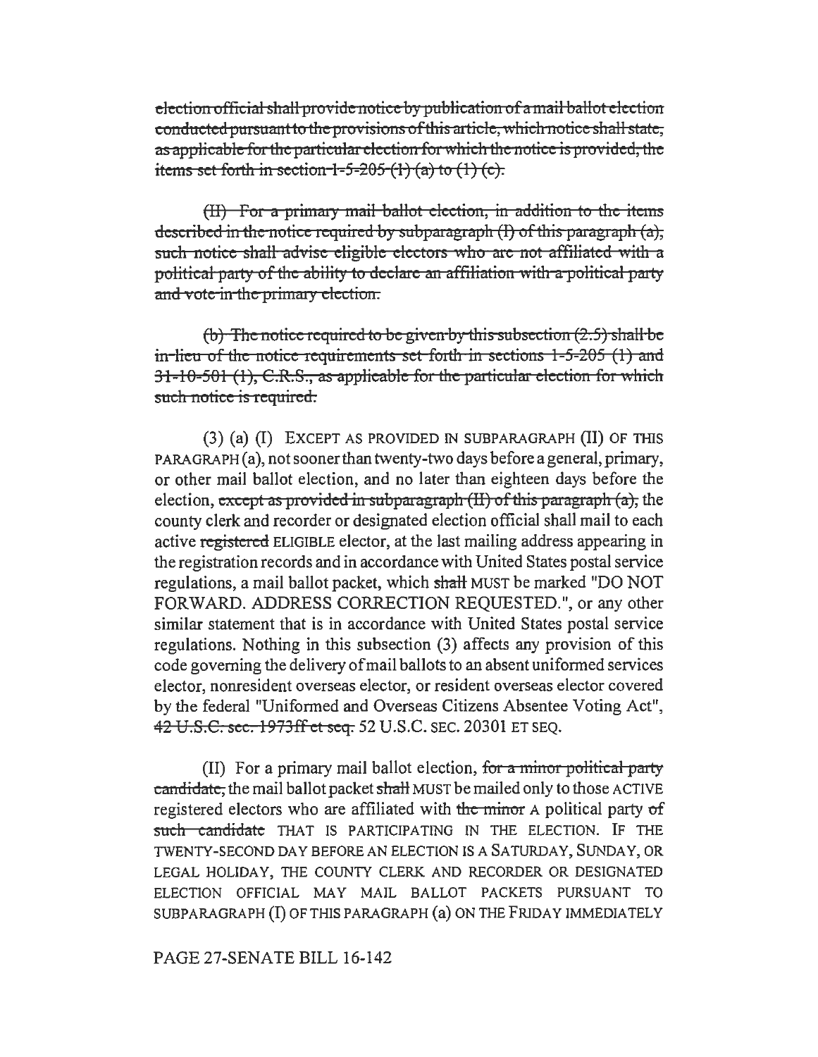~~election official shall provide notice by publication of a mail ballot election conducted pursuant to the provisions of this article, which notice shall state, as applicable for the particular election for which the notice is provided, the items set forth in section 1-5-205 (1) (a) to (1) (c).~~

~~(II) For a primary mail ballot election, in addition to the items described in the notice required by subparagraph (I) of this paragraph (a), such notice shall advise eligible electors who are not affiliated with a political party of the ability to declare an affiliation with a political party and vote in the primary election.~~

~~(b) The notice required to be given by this subsection (2.5) shall be in lieu of the notice requirements set forth in sections 1-5-205 (1) and 31-10-501 (1), C.R.S., as applicable for the particular election for which such notice is required.~~

(3) (a) (I) EXCEPT AS PROVIDED IN SUBPARAGRAPH (II) OF THIS PARAGRAPH (a), not sooner than twenty-two days before a general, primary, or other mail ballot election, and no later than eighteen days before the election, ~~except as provided in subparagraph (II) of this paragraph (a),~~ the county clerk and recorder or designated election official shall mail to each active ~~registered~~ ELIGIBLE elector, at the last mailing address appearing in the registration records and in accordance with United States postal service regulations, a mail ballot packet, which ~~shall~~ MUST be marked "DO NOT FORWARD. ADDRESS CORRECTION REQUESTED.", or any other similar statement that is in accordance with United States postal service regulations. Nothing in this subsection (3) affects any provision of this code governing the delivery of mail ballots to an absent uniformed services elector, nonresident overseas elector, or resident overseas elector covered by the federal "Uniformed and Overseas Citizens Absentee Voting Act", ~~42 U.S.C. sec. 1973ff et seq.~~ 52 U.S.C. SEC. 20301 ET SEQ.

(II) For a primary mail ballot election, ~~for a minor political party candidate,~~ the mail ballot packet ~~shall~~ MUST be mailed only to those ACTIVE registered electors who are affiliated with ~~the minor~~ A political party ~~of such candidate~~ THAT IS PARTICIPATING IN THE ELECTION. IF THE TWENTY-SECOND DAY BEFORE AN ELECTION IS A SATURDAY, SUNDAY, OR LEGAL HOLIDAY, THE COUNTY CLERK AND RECORDER OR DESIGNATED ELECTION OFFICIAL MAY MAIL BALLOT PACKETS PURSUANT TO SUBPARAGRAPH (I) OF THIS PARAGRAPH (a) ON THE FRIDAY IMMEDIATELY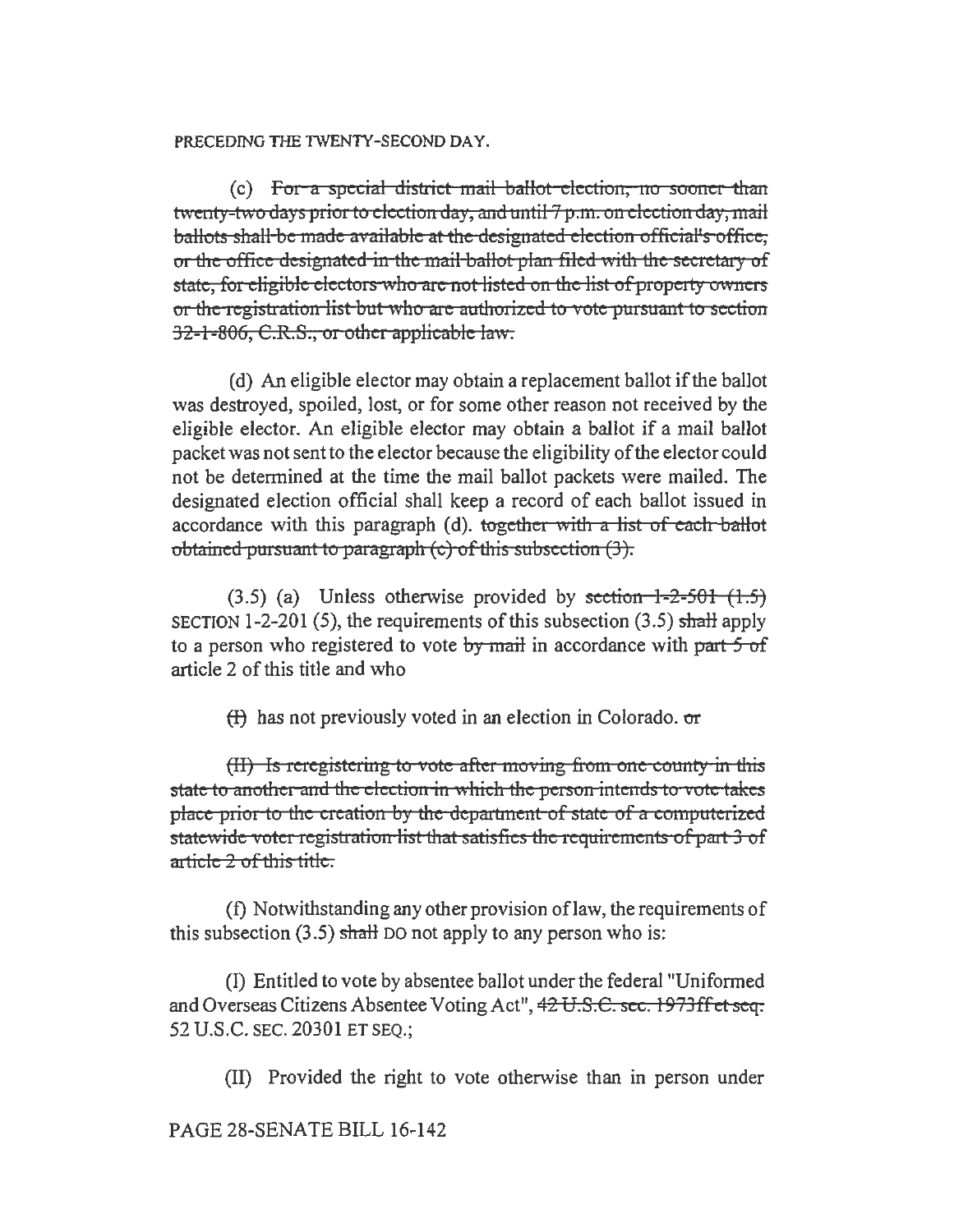PRECEDING THE TWENTY-SECOND DAY.

(c) ~~For a special district mail ballot election, no sooner than twenty-two days prior to election day, and until 7 p.m. on election day, mail ballots shall be made available at the designated election official's office, or the office designated in the mail ballot plan filed with the secretary of state, for eligible electors who are not listed on the list of property owners or the registration list but who are authorized to vote pursuant to section 32-1-806, C.R.S., or other applicable law.~~

(d) An eligible elector may obtain a replacement ballot if the ballot was destroyed, spoiled, lost, or for some other reason not received by the eligible elector. An eligible elector may obtain a ballot if a mail ballot packet was not sent to the elector because the eligibility of the elector could not be determined at the time the mail ballot packets were mailed. The designated election official shall keep a record of each ballot issued in accordance with this paragraph (d). ~~together with a list of each ballot obtained pursuant to paragraph (c) of this subsection (3).~~

(3.5) (a) Unless otherwise provided by ~~section 1-2-501 (1.5)~~ SECTION 1-2-201 (5), the requirements of this subsection (3.5) ~~shall~~ apply to a person who registered to vote ~~by mail~~ in accordance with ~~part 5 of~~ article 2 of this title and who

~~(I)~~ has not previously voted in an election in Colorado. ~~or~~

~~(II) Is reregistering to vote after moving from one county in this state to another and the election in which the person intends to vote takes place prior to the creation by the department of state of a computerized statewide voter registration list that satisfies the requirements of part 3 of article 2 of this title.~~

(f) Notwithstanding any other provision of law, the requirements of this subsection (3.5) ~~shall~~ DO not apply to any person who is:

(I) Entitled to vote by absentee ballot under the federal "Uniformed and Overseas Citizens Absentee Voting Act", ~~42 U.S.C. sec. 1973ff et seq.~~ 52 U.S.C. SEC. 20301 ET SEQ.;

(II) Provided the right to vote otherwise than in person under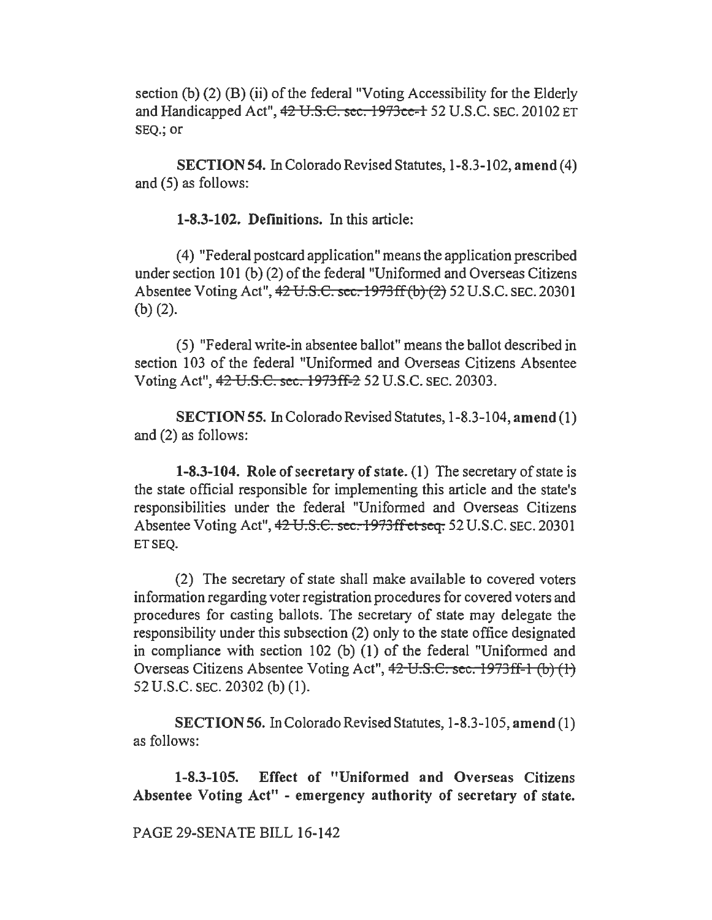section (b) (2) (B) (ii) of the federal "Voting Accessibility for the Elderly and Handicapped Act", ~~42 U.S.C. sec. 1973ee-1~~ 52 U.S.C. SEC. 20102 ET SEQ.; or

**SECTION 54.** In Colorado Revised Statutes, 1-8.3-102, **amend** (4) and (5) as follows:

**1-8.3-102. Definitions.** In this article:

(4) "Federal postcard application" means the application prescribed under section 101 (b) (2) of the federal "Uniformed and Overseas Citizens Absentee Voting Act", ~~42 U.S.C. sec. 1973ff (b) (2)~~ 52 U.S.C. SEC. 20301 (b) (2).

(5) "Federal write-in absentee ballot" means the ballot described in section 103 of the federal "Uniformed and Overseas Citizens Absentee Voting Act", ~~42 U.S.C. sec. 1973ff-2~~ 52 U.S.C. SEC. 20303.

**SECTION 55.** In Colorado Revised Statutes, 1-8.3-104, **amend** (1) and (2) as follows:

**1-8.3-104. Role of secretary of state.** (1) The secretary of state is the state official responsible for implementing this article and the state's responsibilities under the federal "Uniformed and Overseas Citizens Absentee Voting Act", ~~42 U.S.C. sec. 1973ff et seq.~~ 52 U.S.C. SEC. 20301 ET SEQ.

(2) The secretary of state shall make available to covered voters information regarding voter registration procedures for covered voters and procedures for casting ballots. The secretary of state may delegate the responsibility under this subsection (2) only to the state office designated in compliance with section 102 (b) (1) of the federal "Uniformed and Overseas Citizens Absentee Voting Act", ~~42 U.S.C. sec. 1973ff-1 (b) (1)~~ 52 U.S.C. SEC. 20302 (b) (1).

**SECTION 56.** In Colorado Revised Statutes, 1-8.3-105, **amend** (1) as follows:

**1-8.3-105. Effect of "Uniformed and Overseas Citizens Absentee Voting Act" - emergency authority of secretary of state.**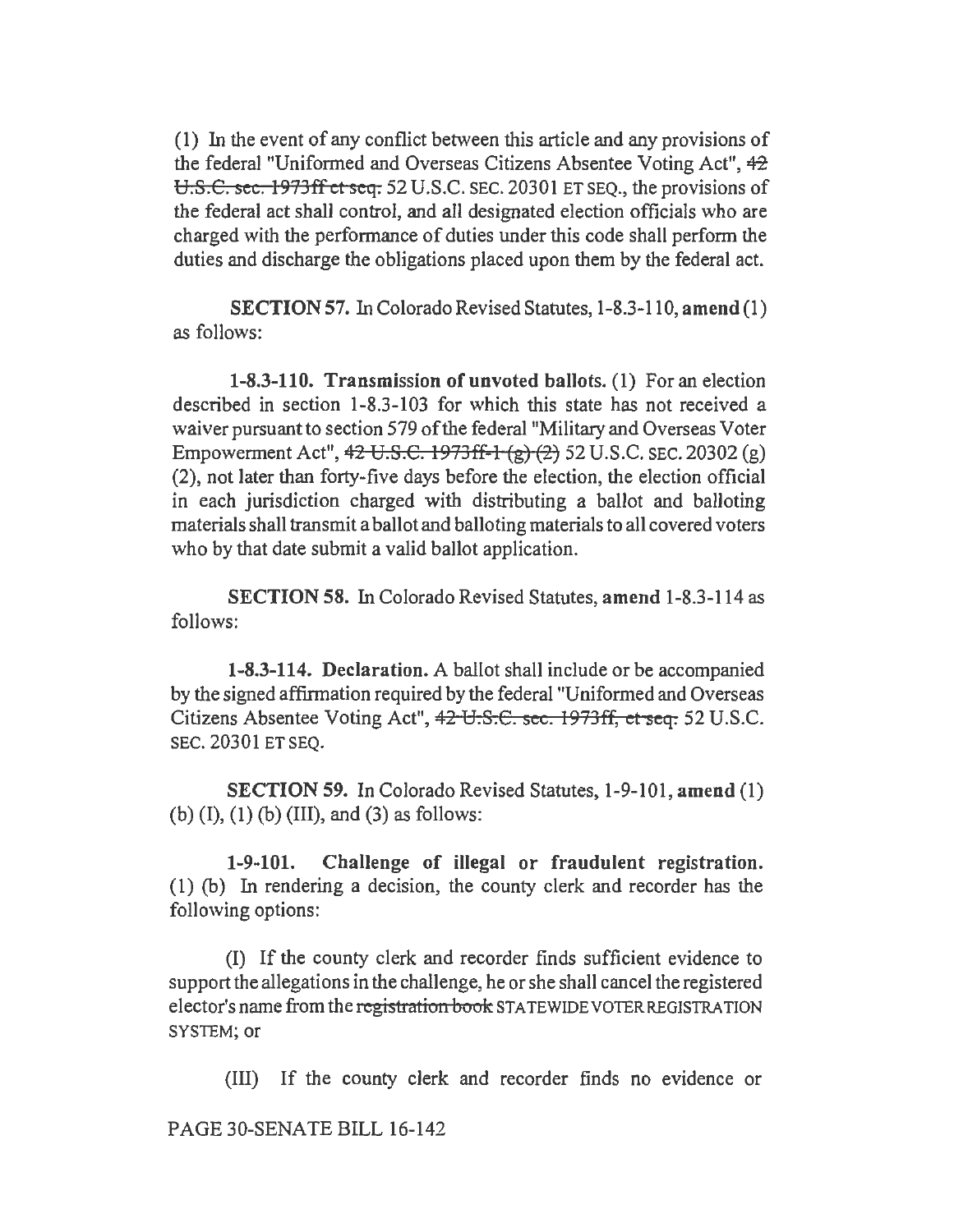(1) In the event of any conflict between this article and any provisions of the federal "Uniformed and Overseas Citizens Absentee Voting Act", ~~42 U.S.C. sec. 1973ff et seq.~~ 52 U.S.C. SEC. 20301 ET SEQ., the provisions of the federal act shall control, and all designated election officials who are charged with the performance of duties under this code shall perform the duties and discharge the obligations placed upon them by the federal act.

**SECTION 57.** In Colorado Revised Statutes, 1-8.3-110, **amend** (1) as follows:

**1-8.3-110. Transmission of unvoted ballots.** (1) For an election described in section 1-8.3-103 for which this state has not received a waiver pursuant to section 579 of the federal "Military and Overseas Voter Empowerment Act", ~~42 U.S.C. 1973ff-1 (g) (2)~~ 52 U.S.C. SEC. 20302 (g) (2), not later than forty-five days before the election, the election official in each jurisdiction charged with distributing a ballot and balloting materials shall transmit a ballot and balloting materials to all covered voters who by that date submit a valid ballot application.

**SECTION 58.** In Colorado Revised Statutes, **amend** 1-8.3-114 as follows:

**1-8.3-114. Declaration.** A ballot shall include or be accompanied by the signed affirmation required by the federal "Uniformed and Overseas Citizens Absentee Voting Act", ~~42 U.S.C. sec. 1973ff, et seq.~~ 52 U.S.C. SEC. 20301 ET SEQ.

**SECTION 59.** In Colorado Revised Statutes, 1-9-101, **amend** (1) (b) (I), (1) (b) (III), and (3) as follows:

**1-9-101. Challenge of illegal or fraudulent registration.** (1) (b) In rendering a decision, the county clerk and recorder has the following options:

(I) If the county clerk and recorder finds sufficient evidence to support the allegations in the challenge, he or she shall cancel the registered elector's name from the ~~registration book~~ STATEWIDE VOTER REGISTRATION SYSTEM; or

(III) If the county clerk and recorder finds no evidence or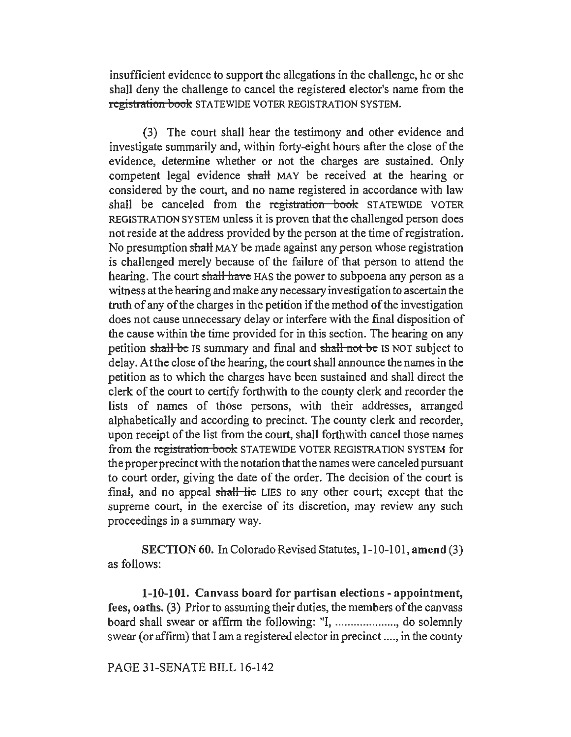insufficient evidence to support the allegations in the challenge, he or she shall deny the challenge to cancel the registered elector's name from the ~~registration book~~ STATEWIDE VOTER REGISTRATION SYSTEM.

(3) The court shall hear the testimony and other evidence and investigate summarily and, within forty-eight hours after the close of the evidence, determine whether or not the charges are sustained. Only competent legal evidence ~~shall~~ MAY be received at the hearing or considered by the court, and no name registered in accordance with law shall be canceled from the ~~registration book~~ STATEWIDE VOTER REGISTRATION SYSTEM unless it is proven that the challenged person does not reside at the address provided by the person at the time of registration. No presumption ~~shall~~ MAY be made against any person whose registration is challenged merely because of the failure of that person to attend the hearing. The court ~~shall have~~ HAS the power to subpoena any person as a witness at the hearing and make any necessary investigation to ascertain the truth of any of the charges in the petition if the method of the investigation does not cause unnecessary delay or interfere with the final disposition of the cause within the time provided for in this section. The hearing on any petition ~~shall be~~ IS summary and final and ~~shall not be~~ IS NOT subject to delay. At the close of the hearing, the court shall announce the names in the petition as to which the charges have been sustained and shall direct the clerk of the court to certify forthwith to the county clerk and recorder the lists of names of those persons, with their addresses, arranged alphabetically and according to precinct. The county clerk and recorder, upon receipt of the list from the court, shall forthwith cancel those names from the ~~registration book~~ STATEWIDE VOTER REGISTRATION SYSTEM for the proper precinct with the notation that the names were canceled pursuant to court order, giving the date of the order. The decision of the court is final, and no appeal ~~shall lie~~ LIES to any other court; except that the supreme court, in the exercise of its discretion, may review any such proceedings in a summary way.

**SECTION 60.** In Colorado Revised Statutes, 1-10-101, **amend** (3) as follows:

**1-10-101. Canvass board for partisan elections - appointment, fees, oaths.** (3) Prior to assuming their duties, the members of the canvass board shall swear or affirm the following: "I, ...................., do solemnly swear (or affirm) that I am a registered elector in precinct ...., in the county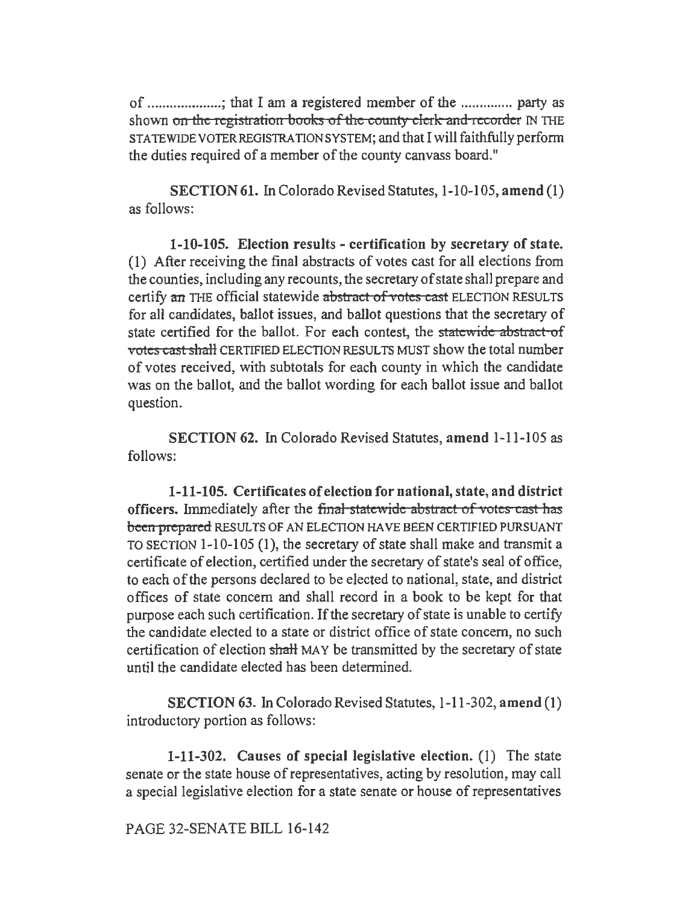of ....................; that I am a registered member of the ............. party as shown ~~on the registration books of the county clerk and recorder~~ IN THE STATEWIDE VOTER REGISTRATION SYSTEM; and that I will faithfully perform the duties required of a member of the county canvass board."

**SECTION 61.** In Colorado Revised Statutes, 1-10-105, **amend** (1) as follows:

**1-10-105. Election results - certification by secretary of state.** (1) After receiving the final abstracts of votes cast for all elections from the counties, including any recounts, the secretary of state shall prepare and certify ~~an~~ THE official statewide ~~abstract of votes cast~~ ELECTION RESULTS for all candidates, ballot issues, and ballot questions that the secretary of state certified for the ballot. For each contest, the ~~statewide abstract of votes cast shall~~ CERTIFIED ELECTION RESULTS MUST show the total number of votes received, with subtotals for each county in which the candidate was on the ballot, and the ballot wording for each ballot issue and ballot question.

**SECTION 62.** In Colorado Revised Statutes, **amend** 1-11-105 as follows:

**1-11-105. Certificates of election for national, state, and district officers.** Immediately after the ~~final statewide abstract of votes cast has been prepared~~ RESULTS OF AN ELECTION HAVE BEEN CERTIFIED PURSUANT TO SECTION 1-10-105 (1), the secretary of state shall make and transmit a certificate of election, certified under the secretary of state's seal of office, to each of the persons declared to be elected to national, state, and district offices of state concern and shall record in a book to be kept for that purpose each such certification. If the secretary of state is unable to certify the candidate elected to a state or district office of state concern, no such certification of election ~~shall~~ MAY be transmitted by the secretary of state until the candidate elected has been determined.

**SECTION 63.** In Colorado Revised Statutes, 1-11-302, **amend** (1) introductory portion as follows:

**1-11-302. Causes of special legislative election.** (1) The state senate or the state house of representatives, acting by resolution, may call a special legislative election for a state senate or house of representatives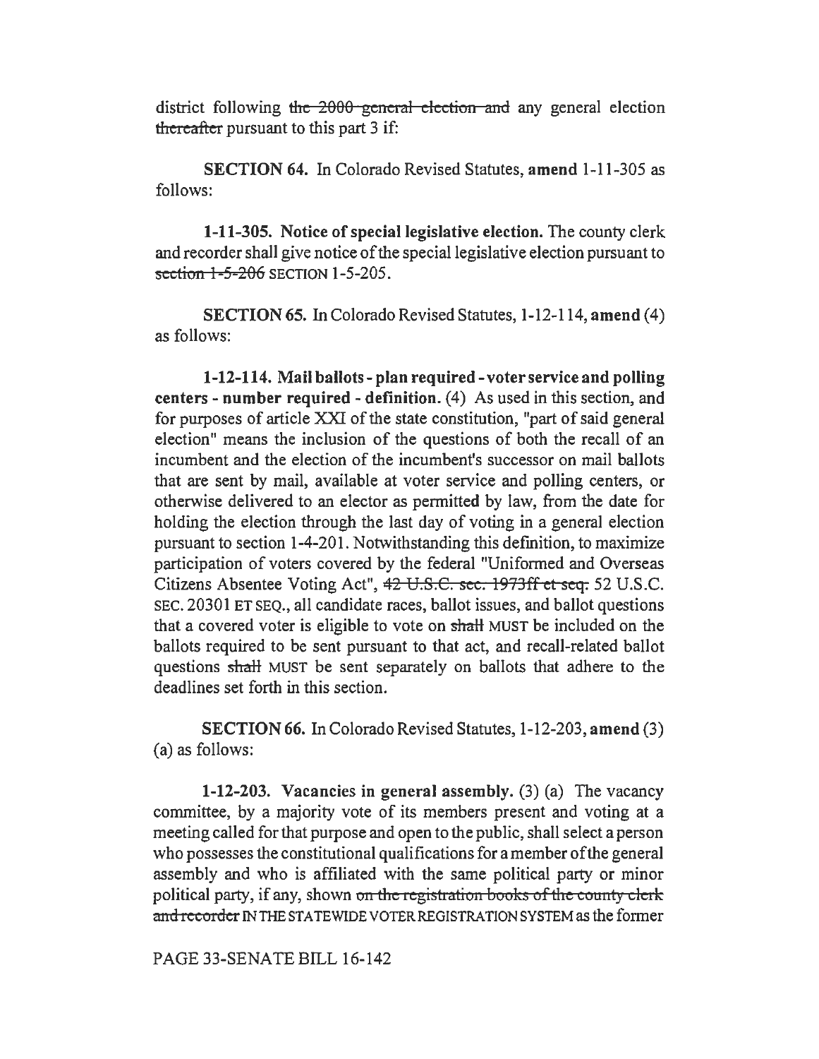district following ~~the 2000 general election and~~ any general election ~~thereafter~~ pursuant to this part 3 if:

**SECTION 64.** In Colorado Revised Statutes, **amend** 1-11-305 as follows:

**1-11-305. Notice of special legislative election.** The county clerk and recorder shall give notice of the special legislative election pursuant to ~~section 1-5-206~~ SECTION 1-5-205.

**SECTION 65.** In Colorado Revised Statutes, 1-12-114, **amend** (4) as follows:

**1-12-114. Mail ballots - plan required - voter service and polling centers - number required - definition.** (4) As used in this section, and for purposes of article XXI of the state constitution, "part of said general election" means the inclusion of the questions of both the recall of an incumbent and the election of the incumbent's successor on mail ballots that are sent by mail, available at voter service and polling centers, or otherwise delivered to an elector as permitted by law, from the date for holding the election through the last day of voting in a general election pursuant to section 1-4-201. Notwithstanding this definition, to maximize participation of voters covered by the federal "Uniformed and Overseas Citizens Absentee Voting Act", ~~42 U.S.C. sec. 1973ff et seq.~~ 52 U.S.C. SEC. 20301 ET SEQ., all candidate races, ballot issues, and ballot questions that a covered voter is eligible to vote on ~~shall~~ MUST be included on the ballots required to be sent pursuant to that act, and recall-related ballot questions ~~shall~~ MUST be sent separately on ballots that adhere to the deadlines set forth in this section.

**SECTION 66.** In Colorado Revised Statutes, 1-12-203, **amend** (3) (a) as follows:

**1-12-203. Vacancies in general assembly.** (3) (a) The vacancy committee, by a majority vote of its members present and voting at a meeting called for that purpose and open to the public, shall select a person who possesses the constitutional qualifications for a member of the general assembly and who is affiliated with the same political party or minor political party, if any, shown ~~on the registration books of the county clerk and recorder~~ IN THE STATEWIDE VOTER REGISTRATION SYSTEM as the former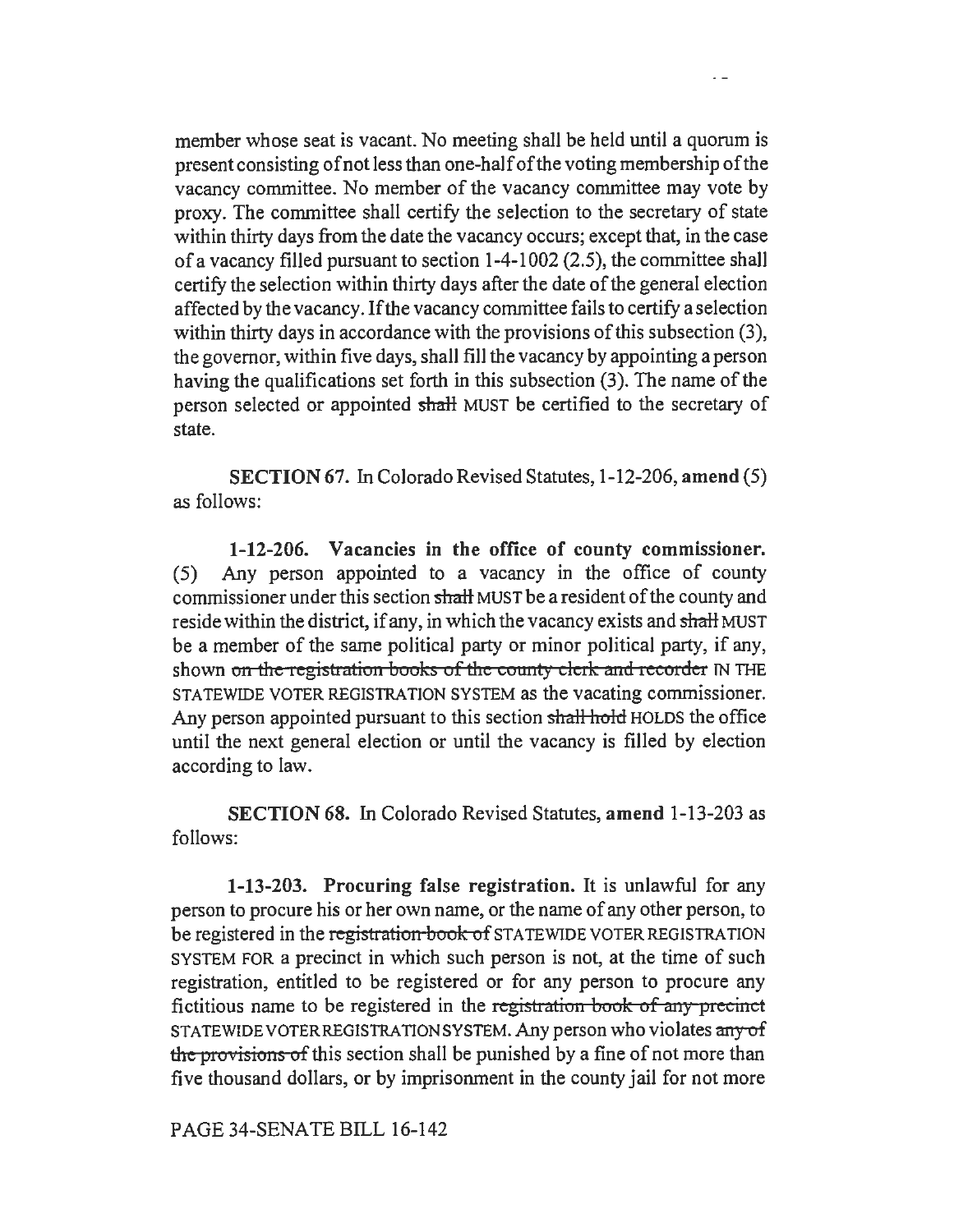member whose seat is vacant. No meeting shall be held until a quorum is present consisting of not less than one-half of the voting membership of the vacancy committee. No member of the vacancy committee may vote by proxy. The committee shall certify the selection to the secretary of state within thirty days from the date the vacancy occurs; except that, in the case of a vacancy filled pursuant to section 1-4-1002 (2.5), the committee shall certify the selection within thirty days after the date of the general election affected by the vacancy. If the vacancy committee fails to certify a selection within thirty days in accordance with the provisions of this subsection (3), the governor, within five days, shall fill the vacancy by appointing a person having the qualifications set forth in this subsection (3). The name of the person selected or appointed ~~shall~~ MUST be certified to the secretary of state.

**SECTION 67.** In Colorado Revised Statutes, 1-12-206, **amend** (5) as follows:

**1-12-206. Vacancies in the office of county commissioner.** (5) Any person appointed to a vacancy in the office of county commissioner under this section ~~shall~~ MUST be a resident of the county and reside within the district, if any, in which the vacancy exists and ~~shall~~ MUST be a member of the same political party or minor political party, if any, shown ~~on the registration books of the county clerk and recorder~~ IN THE STATEWIDE VOTER REGISTRATION SYSTEM as the vacating commissioner. Any person appointed pursuant to this section ~~shall hold~~ HOLDS the office until the next general election or until the vacancy is filled by election according to law.

**SECTION 68.** In Colorado Revised Statutes, **amend** 1-13-203 as follows:

**1-13-203. Procuring false registration.** It is unlawful for any person to procure his or her own name, or the name of any other person, to be registered in the ~~registration book of~~ STATEWIDE VOTER REGISTRATION SYSTEM FOR a precinct in which such person is not, at the time of such registration, entitled to be registered or for any person to procure any fictitious name to be registered in the ~~registration book of any precinct~~ STATEWIDE VOTER REGISTRATION SYSTEM. Any person who violates ~~any of the provisions of~~ this section shall be punished by a fine of not more than five thousand dollars, or by imprisonment in the county jail for not more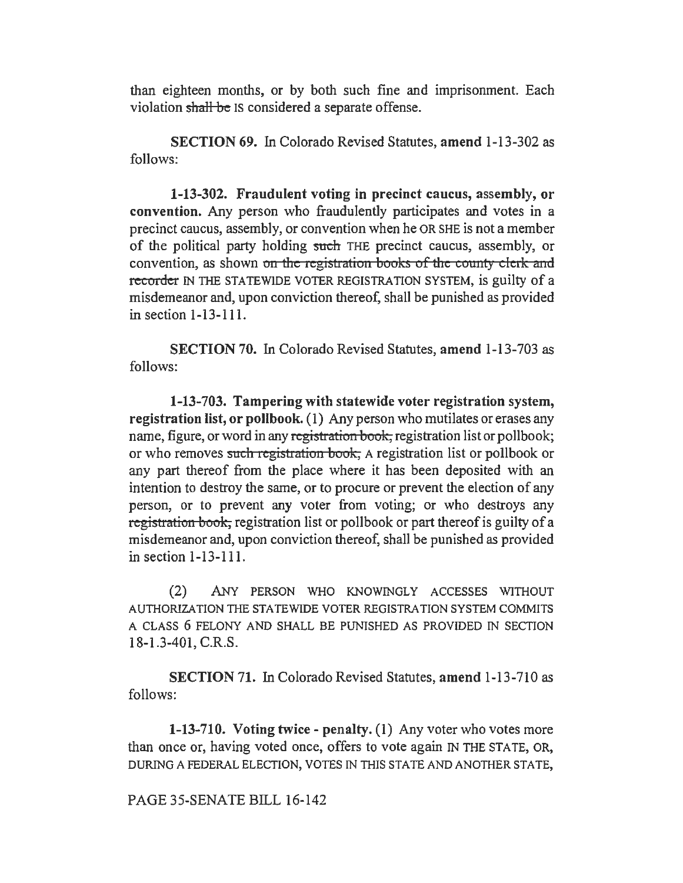than eighteen months, or by both such fine and imprisonment. Each violation ~~shall be~~ IS considered a separate offense.

**SECTION 69.** In Colorado Revised Statutes, **amend** 1-13-302 as follows:

**1-13-302. Fraudulent voting in precinct caucus, assembly, or convention.** Any person who fraudulently participates and votes in a precinct caucus, assembly, or convention when he OR SHE is not a member of the political party holding ~~such~~ THE precinct caucus, assembly, or convention, as shown ~~on the registration books of the county clerk and recorder~~ IN THE STATEWIDE VOTER REGISTRATION SYSTEM, is guilty of a misdemeanor and, upon conviction thereof, shall be punished as provided in section 1-13-111.

**SECTION 70.** In Colorado Revised Statutes, **amend** 1-13-703 as follows:

**1-13-703. Tampering with statewide voter registration system, registration list, or pollbook.** (1) Any person who mutilates or erases any name, figure, or word in any ~~registration book,~~ registration list or pollbook; or who removes ~~such registration book,~~ A registration list or pollbook or any part thereof from the place where it has been deposited with an intention to destroy the same, or to procure or prevent the election of any person, or to prevent any voter from voting; or who destroys any ~~registration book,~~ registration list or pollbook or part thereof is guilty of a misdemeanor and, upon conviction thereof, shall be punished as provided in section 1-13-111.

(2) ANY PERSON WHO KNOWINGLY ACCESSES WITHOUT AUTHORIZATION THE STATEWIDE VOTER REGISTRATION SYSTEM COMMITS A CLASS 6 FELONY AND SHALL BE PUNISHED AS PROVIDED IN SECTION 18-1.3-401, C.R.S.

**SECTION 71.** In Colorado Revised Statutes, **amend** 1-13-710 as follows:

**1-13-710. Voting twice - penalty.** (1) Any voter who votes more than once or, having voted once, offers to vote again IN THE STATE, OR, DURING A FEDERAL ELECTION, VOTES IN THIS STATE AND ANOTHER STATE,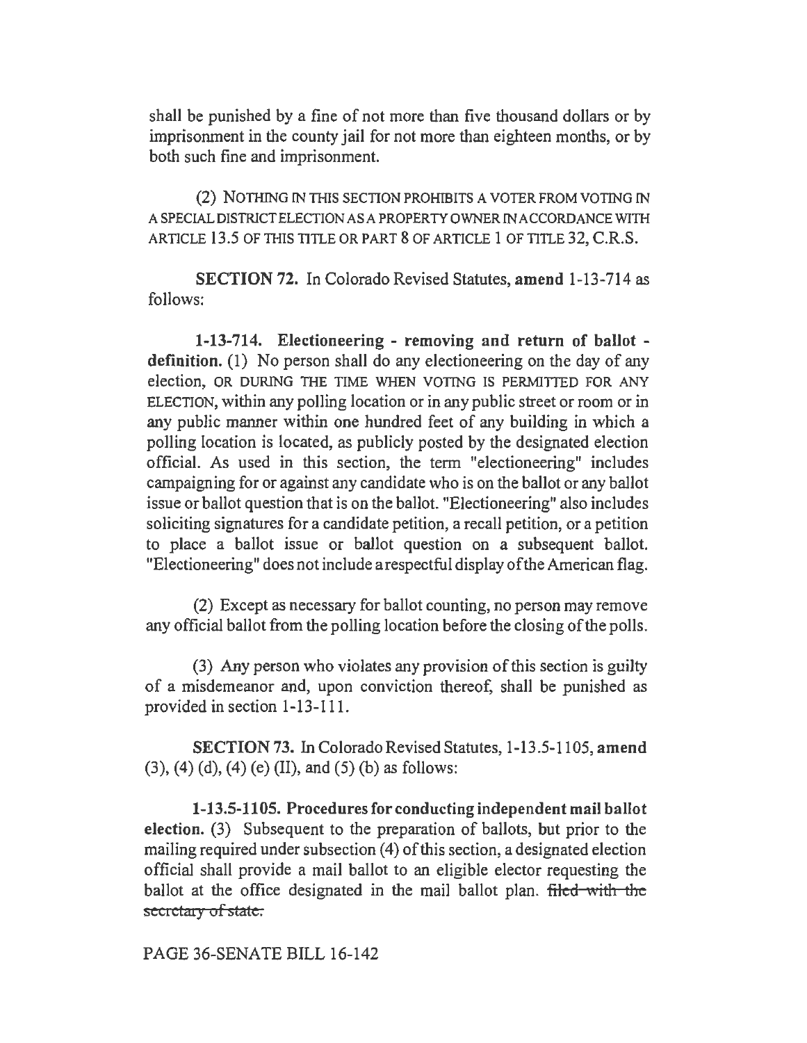shall be punished by a fine of not more than five thousand dollars or by imprisonment in the county jail for not more than eighteen months, or by both such fine and imprisonment.

(2) NOTHING IN THIS SECTION PROHIBITS A VOTER FROM VOTING IN A SPECIAL DISTRICT ELECTION AS A PROPERTY OWNER IN ACCORDANCE WITH ARTICLE 13.5 OF THIS TITLE OR PART 8 OF ARTICLE 1 OF TITLE 32, C.R.S.

**SECTION 72.** In Colorado Revised Statutes, **amend** 1-13-714 as follows:

**1-13-714. Electioneering - removing and return of ballot - definition.** (1) No person shall do any electioneering on the day of any election, OR DURING THE TIME WHEN VOTING IS PERMITTED FOR ANY ELECTION, within any polling location or in any public street or room or in any public manner within one hundred feet of any building in which a polling location is located, as publicly posted by the designated election official. As used in this section, the term "electioneering" includes campaigning for or against any candidate who is on the ballot or any ballot issue or ballot question that is on the ballot. "Electioneering" also includes soliciting signatures for a candidate petition, a recall petition, or a petition to place a ballot issue or ballot question on a subsequent ballot. "Electioneering" does not include a respectful display of the American flag.

(2) Except as necessary for ballot counting, no person may remove any official ballot from the polling location before the closing of the polls.

(3) Any person who violates any provision of this section is guilty of a misdemeanor and, upon conviction thereof, shall be punished as provided in section 1-13-111.

**SECTION 73.** In Colorado Revised Statutes, 1-13.5-1105, **amend** (3), (4) (d), (4) (e) (II), and (5) (b) as follows:

**1-13.5-1105. Procedures for conducting independent mail ballot election.** (3) Subsequent to the preparation of ballots, but prior to the mailing required under subsection (4) of this section, a designated election official shall provide a mail ballot to an eligible elector requesting the ballot at the office designated in the mail ballot plan. ~~filed with the secretary of state.~~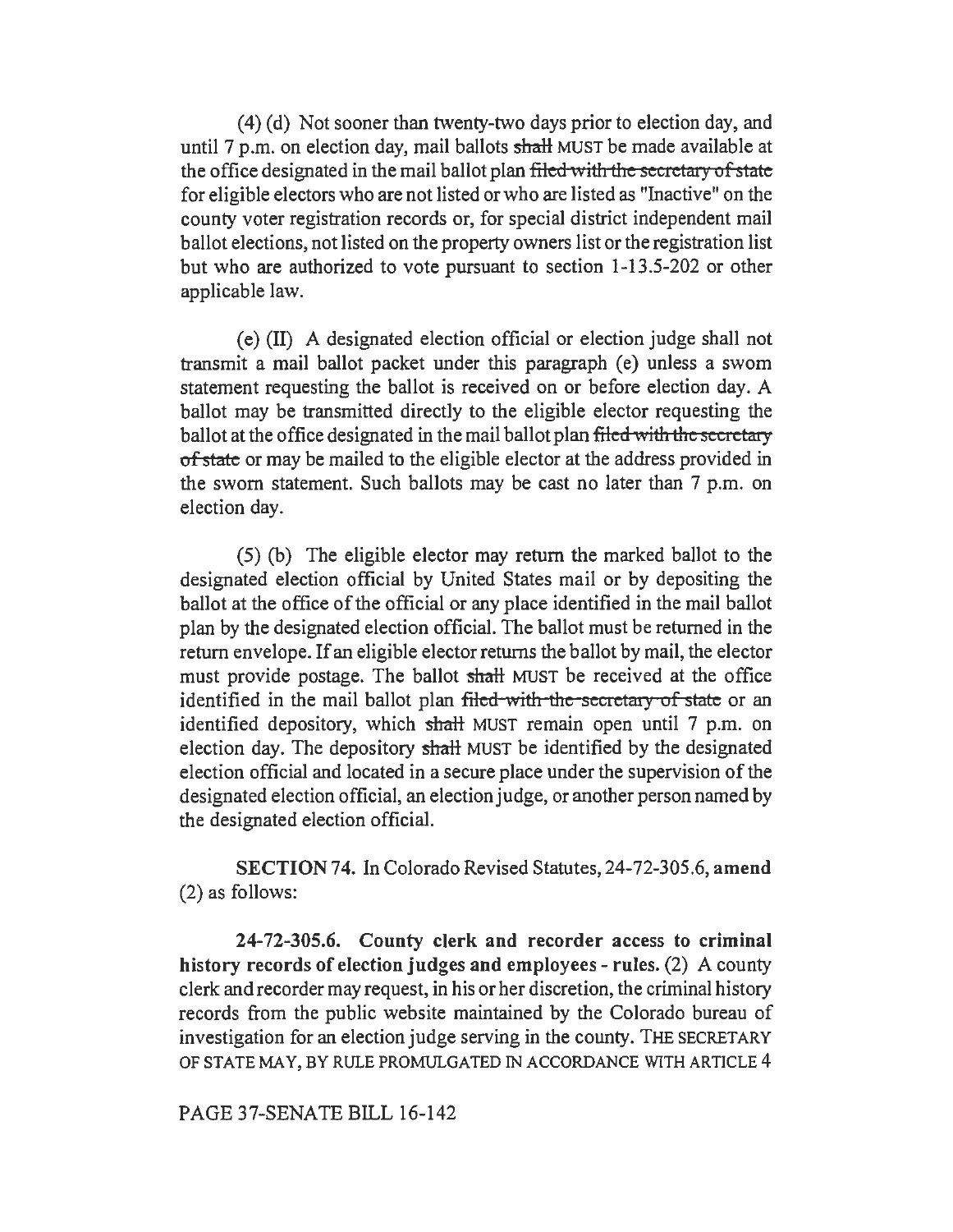(4) (d) Not sooner than twenty-two days prior to election day, and until 7 p.m. on election day, mail ballots ~~shall~~ MUST be made available at the office designated in the mail ballot plan ~~filed with the secretary of state~~ for eligible electors who are not listed or who are listed as "Inactive" on the county voter registration records or, for special district independent mail ballot elections, not listed on the property owners list or the registration list but who are authorized to vote pursuant to section 1-13.5-202 or other applicable law.

(e) (II) A designated election official or election judge shall not transmit a mail ballot packet under this paragraph (e) unless a sworn statement requesting the ballot is received on or before election day. A ballot may be transmitted directly to the eligible elector requesting the ballot at the office designated in the mail ballot plan ~~filed with the secretary of state~~ or may be mailed to the eligible elector at the address provided in the sworn statement. Such ballots may be cast no later than 7 p.m. on election day.

(5) (b) The eligible elector may return the marked ballot to the designated election official by United States mail or by depositing the ballot at the office of the official or any place identified in the mail ballot plan by the designated election official. The ballot must be returned in the return envelope. If an eligible elector returns the ballot by mail, the elector must provide postage. The ballot ~~shall~~ MUST be received at the office identified in the mail ballot plan ~~filed with the secretary of state~~ or an identified depository, which ~~shall~~ MUST remain open until 7 p.m. on election day. The depository ~~shall~~ MUST be identified by the designated election official and located in a secure place under the supervision of the designated election official, an election judge, or another person named by the designated election official.

**SECTION 74.** In Colorado Revised Statutes, 24-72-305.6, **amend** (2) as follows:

**24-72-305.6. County clerk and recorder access to criminal history records of election judges and employees - rules.** (2) A county clerk and recorder may request, in his or her discretion, the criminal history records from the public website maintained by the Colorado bureau of investigation for an election judge serving in the county. THE SECRETARY OF STATE MAY, BY RULE PROMULGATED IN ACCORDANCE WITH ARTICLE 4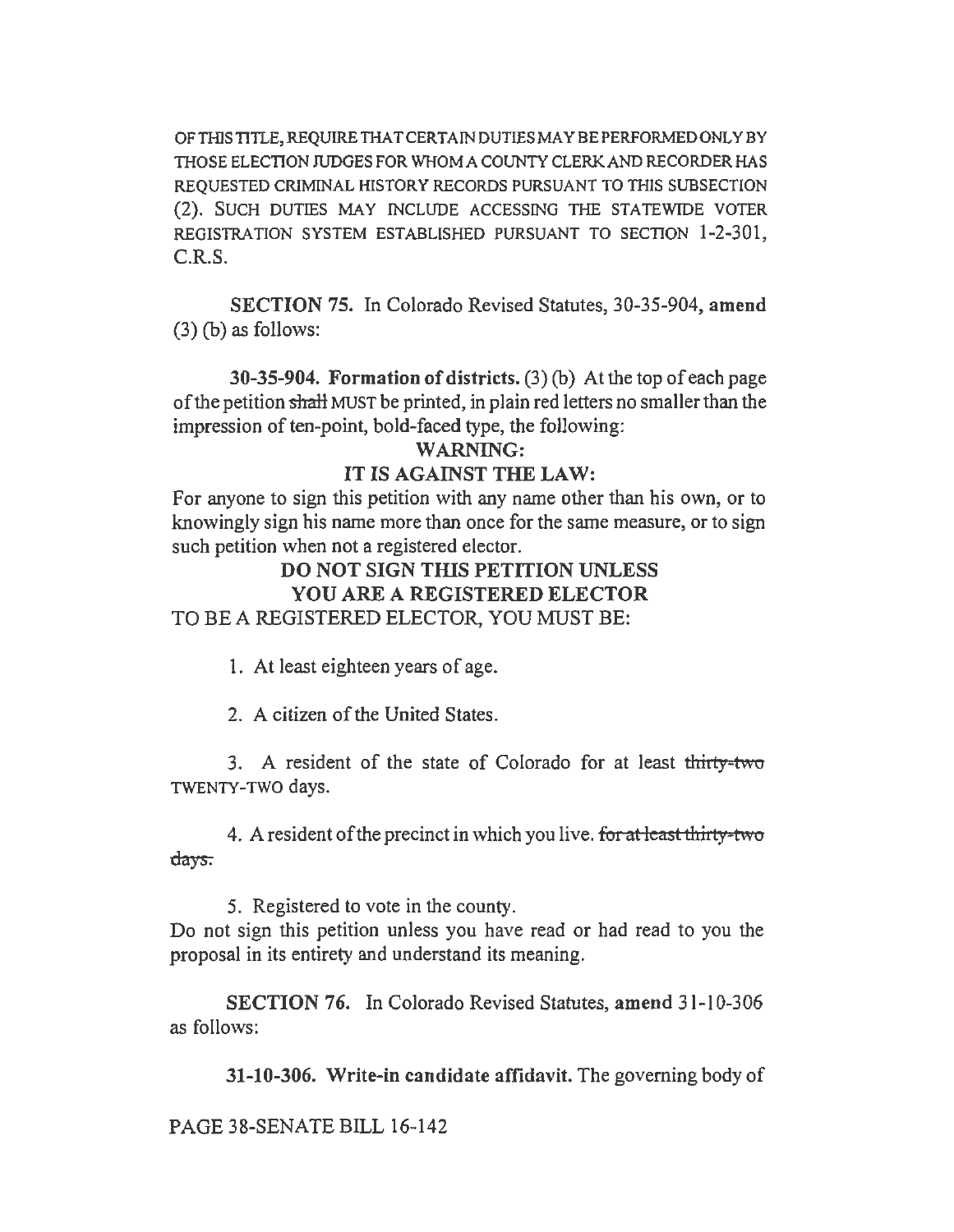OF THIS TITLE, REQUIRE THAT CERTAIN DUTIES MAY BE PERFORMED ONLY BY THOSE ELECTION JUDGES FOR WHOM A COUNTY CLERK AND RECORDER HAS REQUESTED CRIMINAL HISTORY RECORDS PURSUANT TO THIS SUBSECTION (2). SUCH DUTIES MAY INCLUDE ACCESSING THE STATEWIDE VOTER REGISTRATION SYSTEM ESTABLISHED PURSUANT TO SECTION 1-2-301, C.R.S.

**SECTION 75.** In Colorado Revised Statutes, 30-35-904, **amend** (3) (b) as follows:

**30-35-904. Formation of districts.** (3) (b) At the top of each page of the petition ~~shall~~ MUST be printed, in plain red letters no smaller than the impression of ten-point, bold-faced type, the following:

**WARNING:**

**IT IS AGAINST THE LAW:**

For anyone to sign this petition with any name other than his own, or to knowingly sign his name more than once for the same measure, or to sign such petition when not a registered elector.

**DO NOT SIGN THIS PETITION UNLESS YOU ARE A REGISTERED ELECTOR**

TO BE A REGISTERED ELECTOR, YOU MUST BE:

1. At least eighteen years of age.

2. A citizen of the United States.

3. A resident of the state of Colorado for at least ~~thirty-two~~ TWENTY-TWO days.

4. A resident of the precinct in which you live. ~~for at least thirty-two days.~~

5. Registered to vote in the county.

Do not sign this petition unless you have read or had read to you the proposal in its entirety and understand its meaning.

**SECTION 76.** In Colorado Revised Statutes, **amend** 31-10-306 as follows:

**31-10-306. Write-in candidate affidavit.** The governing body of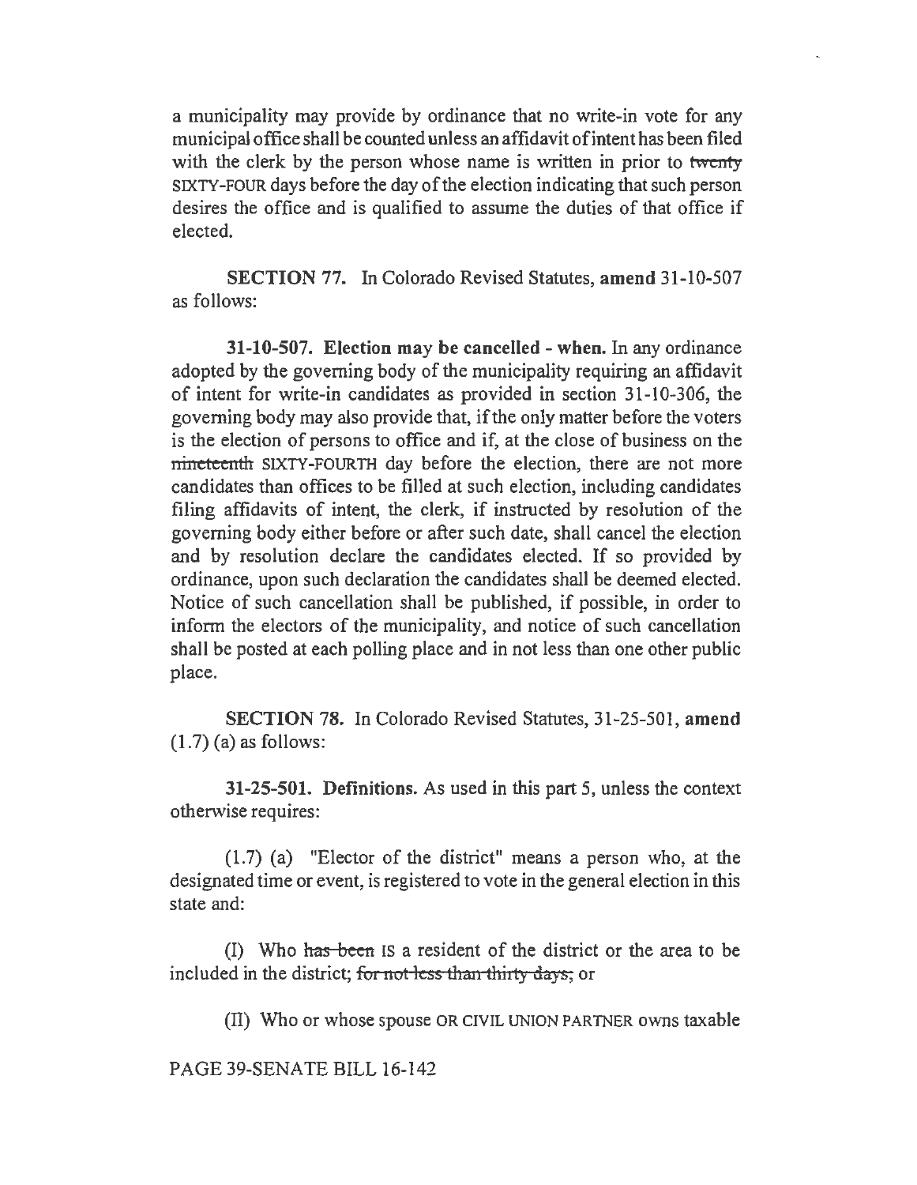a municipality may provide by ordinance that no write-in vote for any municipal office shall be counted unless an affidavit of intent has been filed with the clerk by the person whose name is written in prior to ~~twenty~~ SIXTY-FOUR days before the day of the election indicating that such person desires the office and is qualified to assume the duties of that office if elected.

**SECTION 77.** In Colorado Revised Statutes, **amend** 31-10-507 as follows:

**31-10-507. Election may be cancelled - when.** In any ordinance adopted by the governing body of the municipality requiring an affidavit of intent for write-in candidates as provided in section 31-10-306, the governing body may also provide that, if the only matter before the voters is the election of persons to office and if, at the close of business on the ~~nineteenth~~ SIXTY-FOURTH day before the election, there are not more candidates than offices to be filled at such election, including candidates filing affidavits of intent, the clerk, if instructed by resolution of the governing body either before or after such date, shall cancel the election and by resolution declare the candidates elected. If so provided by ordinance, upon such declaration the candidates shall be deemed elected. Notice of such cancellation shall be published, if possible, in order to inform the electors of the municipality, and notice of such cancellation shall be posted at each polling place and in not less than one other public place.

**SECTION 78.** In Colorado Revised Statutes, 31-25-501, **amend** (1.7) (a) as follows:

**31-25-501. Definitions.** As used in this part 5, unless the context otherwise requires:

(1.7) (a) "Elector of the district" means a person who, at the designated time or event, is registered to vote in the general election in this state and:

(I) Who ~~has been~~ IS a resident of the district or the area to be included in the district; ~~for not less than thirty days;~~ or

(II) Who or whose spouse OR CIVIL UNION PARTNER owns taxable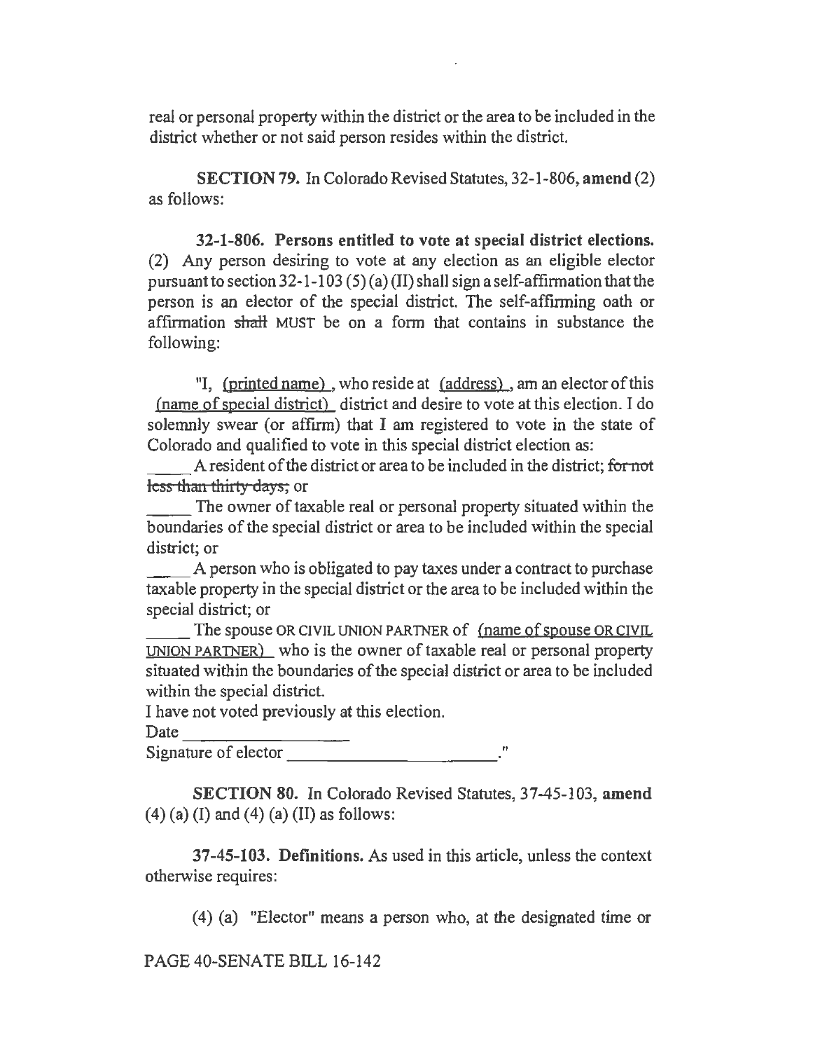real or personal property within the district or the area to be included in the district whether or not said person resides within the district.

**SECTION 79.** In Colorado Revised Statutes, 32-1-806, **amend** (2) as follows:

**32-1-806. Persons entitled to vote at special district elections.** (2) Any person desiring to vote at any election as an eligible elector pursuant to section 32-1-103 (5) (a) (II) shall sign a self-affirmation that the person is an elector of the special district. The self-affirming oath or affirmation ~~shall~~ MUST be on a form that contains in substance the following:

"I, (printed name) , who reside at (address) , am an elector of this (name of special district) district and desire to vote at this election. I do solemnly swear (or affirm) that I am registered to vote in the state of Colorado and qualified to vote in this special district election as:

_____ A resident of the district or area to be included in the district; ~~for not less than thirty days;~~ or

_____ The owner of taxable real or personal property situated within the boundaries of the special district or area to be included within the special district; or

_____ A person who is obligated to pay taxes under a contract to purchase taxable property in the special district or the area to be included within the special district; or

_____ The spouse OR CIVIL UNION PARTNER of (name of spouse OR CIVIL UNION PARTNER) who is the owner of taxable real or personal property situated within the boundaries of the special district or area to be included within the special district.

I have not voted previously at this election.

Date ____________________

Signature of elector ________________________."

**SECTION 80.** In Colorado Revised Statutes, 37-45-103, **amend** (4) (a) (I) and (4) (a) (II) as follows:

**37-45-103. Definitions.** As used in this article, unless the context otherwise requires:

(4) (a) "Elector" means a person who, at the designated time or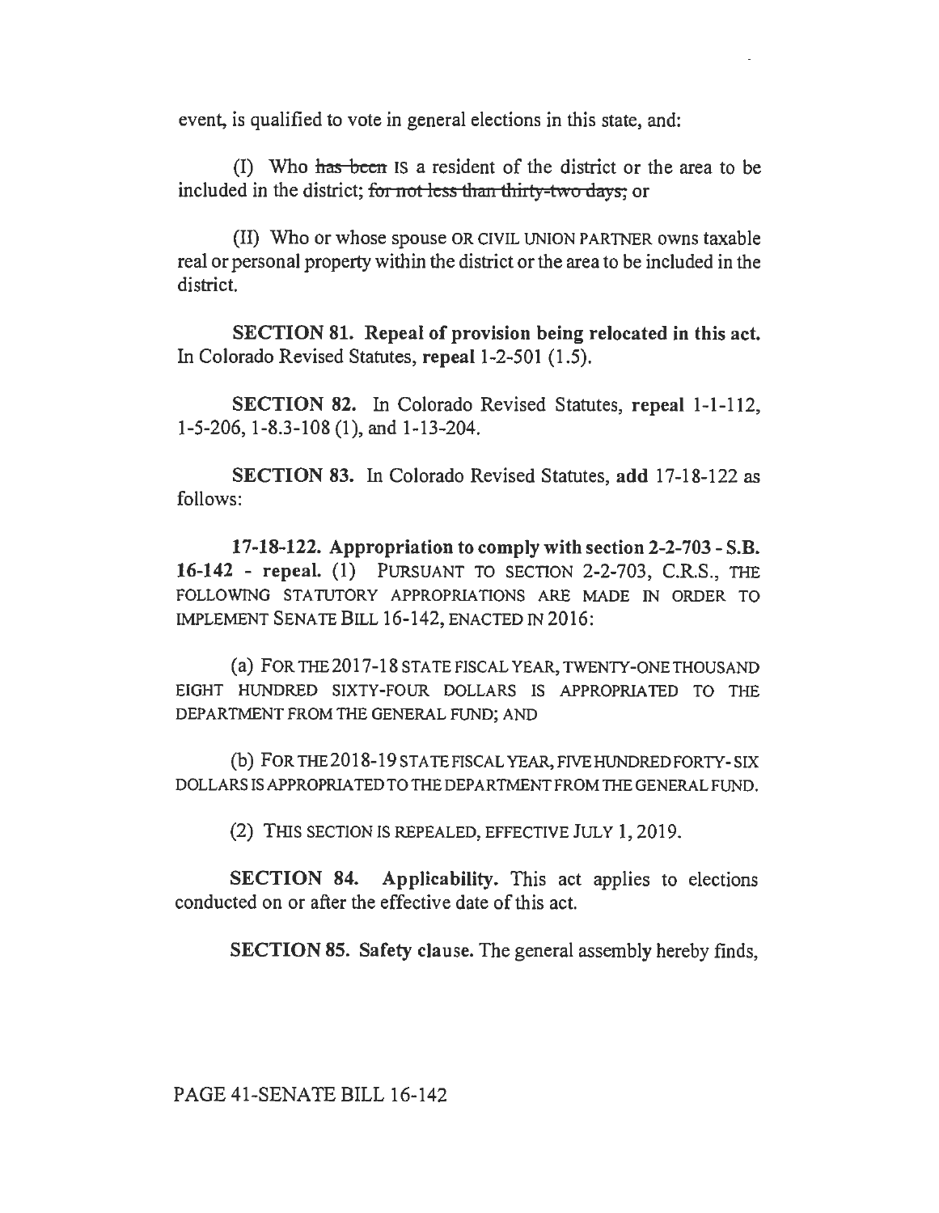event, is qualified to vote in general elections in this state, and:

(I) Who ~~has been~~ IS a resident of the district or the area to be included in the district; ~~for not less than thirty-two days;~~ or

(II) Who or whose spouse OR CIVIL UNION PARTNER owns taxable real or personal property within the district or the area to be included in the district.

**SECTION 81. Repeal of provision being relocated in this act.** In Colorado Revised Statutes, **repeal** 1-2-501 (1.5).

**SECTION 82.** In Colorado Revised Statutes, **repeal** 1-1-112, 1-5-206, 1-8.3-108 (1), and 1-13-204.

**SECTION 83.** In Colorado Revised Statutes, **add** 17-18-122 as follows:

**17-18-122. Appropriation to comply with section 2-2-703 - S.B. 16-142 - repeal.** (1) PURSUANT TO SECTION 2-2-703, C.R.S., THE FOLLOWING STATUTORY APPROPRIATIONS ARE MADE IN ORDER TO IMPLEMENT SENATE BILL 16-142, ENACTED IN 2016:

(a) FOR THE 2017-18 STATE FISCAL YEAR, TWENTY-ONE THOUSAND EIGHT HUNDRED SIXTY-FOUR DOLLARS IS APPROPRIATED TO THE DEPARTMENT FROM THE GENERAL FUND; AND

(b) FOR THE 2018-19 STATE FISCAL YEAR, FIVE HUNDRED FORTY-SIX DOLLARS IS APPROPRIATED TO THE DEPARTMENT FROM THE GENERAL FUND.

(2) THIS SECTION IS REPEALED, EFFECTIVE JULY 1, 2019.

**SECTION 84. Applicability.** This act applies to elections conducted on or after the effective date of this act.

**SECTION 85. Safety clause.** The general assembly hereby finds,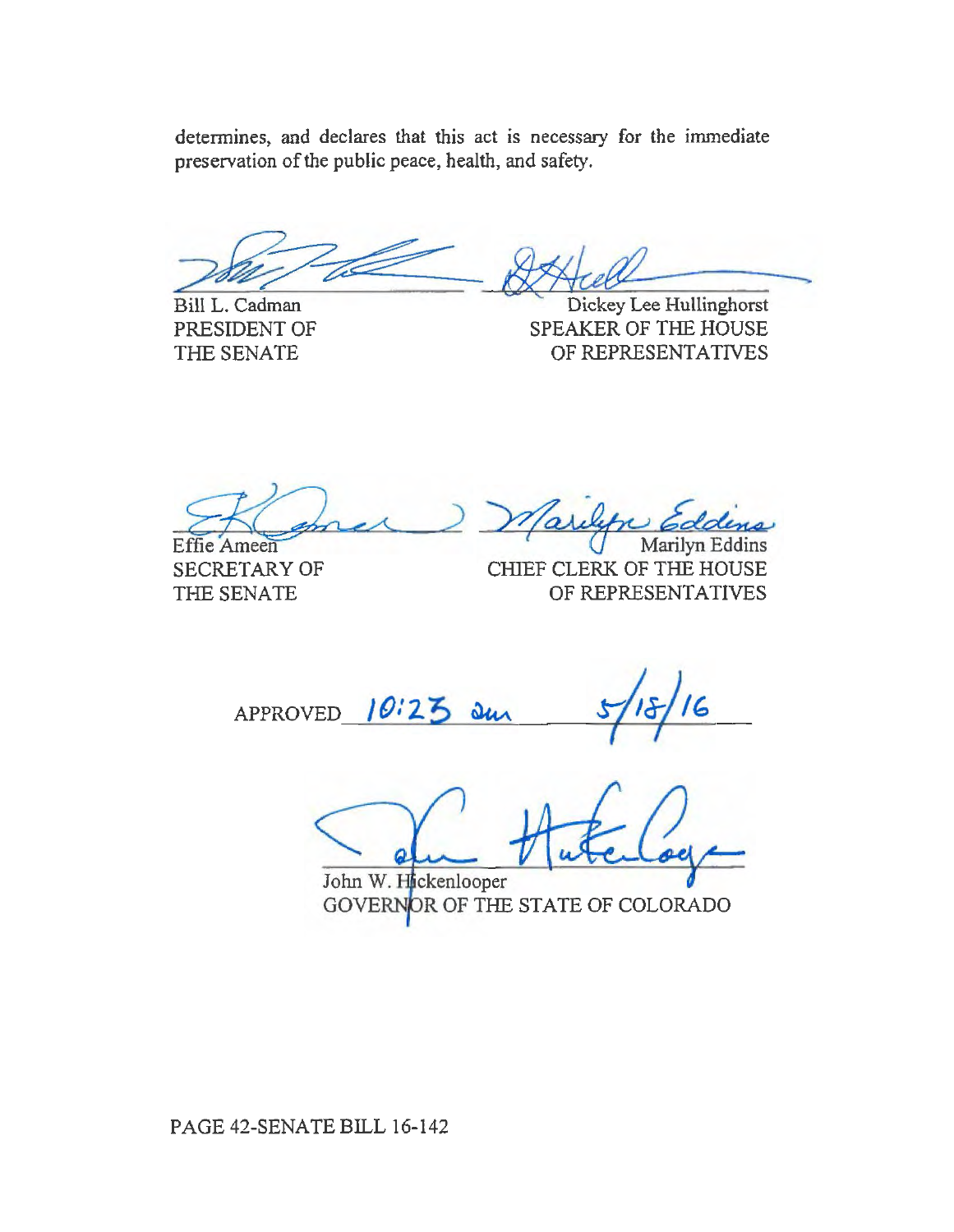determines, and declares that this act is necessary for the immediate preservation of the public peace, health, and safety.

Bill L. Cadman
PRESIDENT OF
THE SENATE

Dickey Lee Hullinghorst
SPEAKER OF THE HOUSE
OF REPRESENTATIVES

Effie Ameen
SECRETARY OF
THE SENATE

Marilyn Eddins
CHIEF CLERK OF THE HOUSE
OF REPRESENTATIVES

APPROVED 10:25 am 5/18/16

John W. Hickenlooper
GOVERNOR OF THE STATE OF COLORADO

PAGE 42-SENATE BILL 16-142